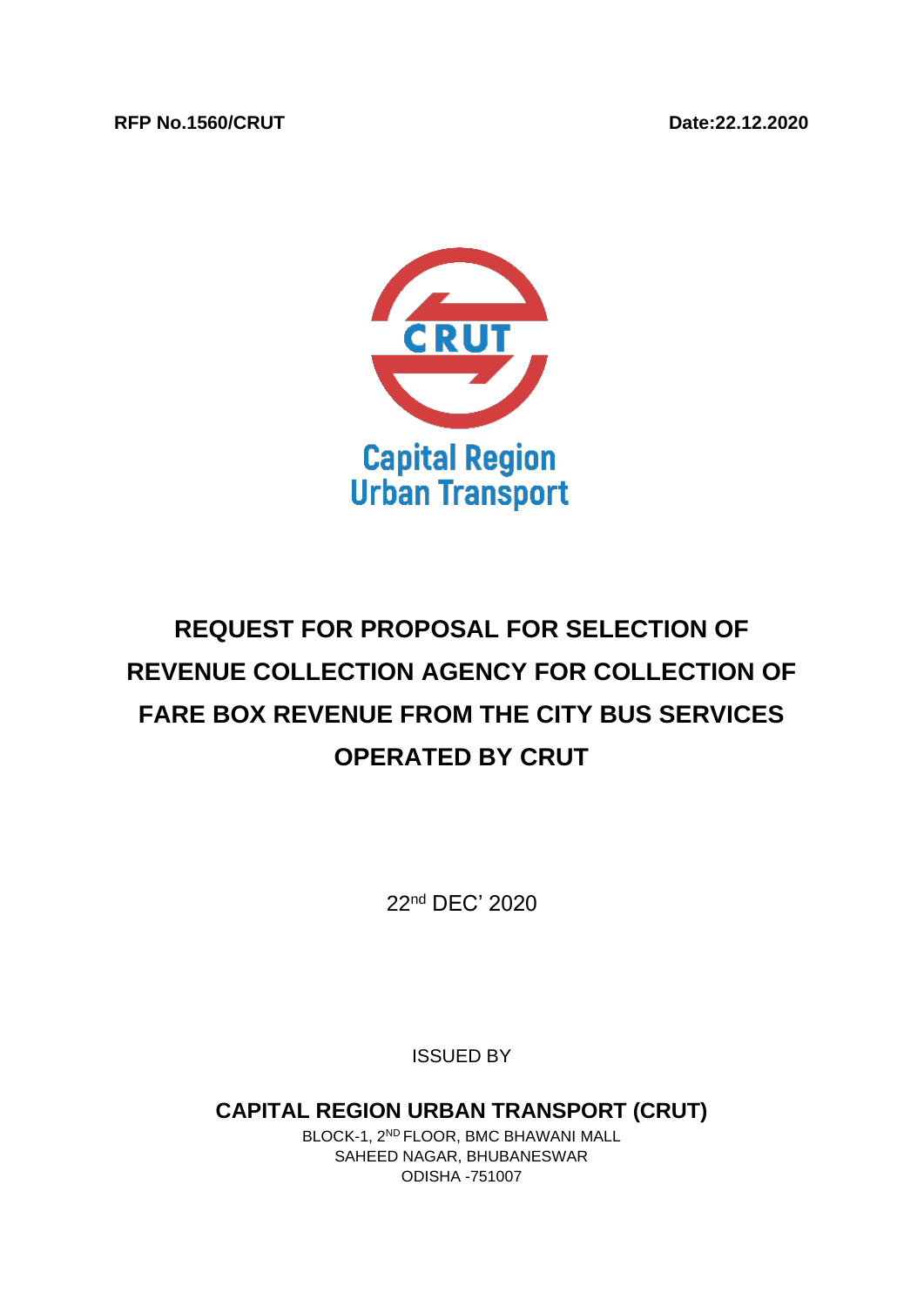**RFP No.1560/CRUT** **Date:22.12.2020**

CRUT

Capital Region Urban Transport

# REQUEST FOR PROPOSAL FOR SELECTION OF REVENUE COLLECTION AGENCY FOR COLLECTION OF FARE BOX REVENUE FROM THE CITY BUS SERVICES OPERATED BY CRUT

22nd DEC' 2020

ISSUED BY

**CAPITAL REGION URBAN TRANSPORT (CRUT)**

BLOCK-1, 2ND FLOOR, BMC BHAWANI MALL
SAHEED NAGAR, BHUBANESWAR
ODISHA -751007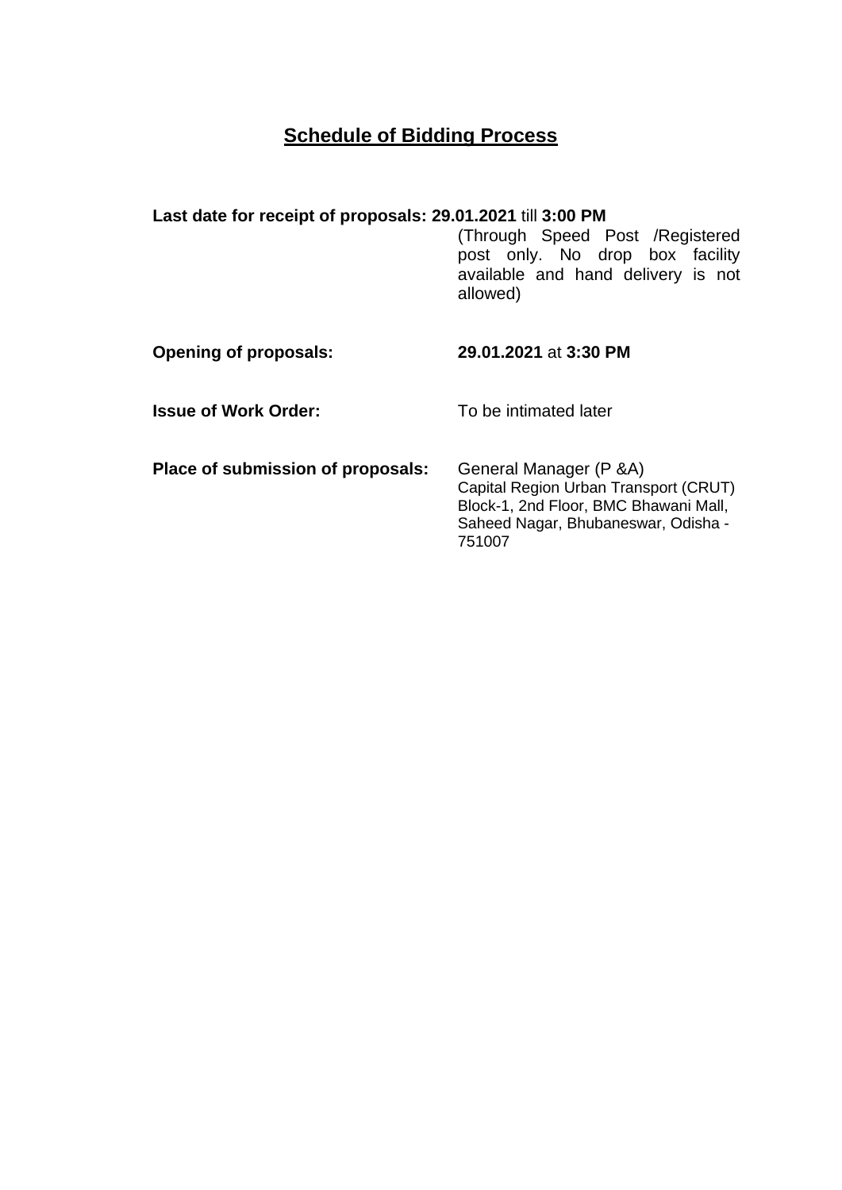# Schedule of Bidding Process

**Last date for receipt of proposals: 29.01.2021** till **3:00 PM**
(Through Speed Post /Registered post only. No drop box facility available and hand delivery is not allowed)

**Opening of proposals:** **29.01.2021** at **3:30 PM**

**Issue of Work Order:** To be intimated later

**Place of submission of proposals:** General Manager (P &A)
Capital Region Urban Transport (CRUT)
Block-1, 2nd Floor, BMC Bhawani Mall,
Saheed Nagar, Bhubaneswar, Odisha - 751007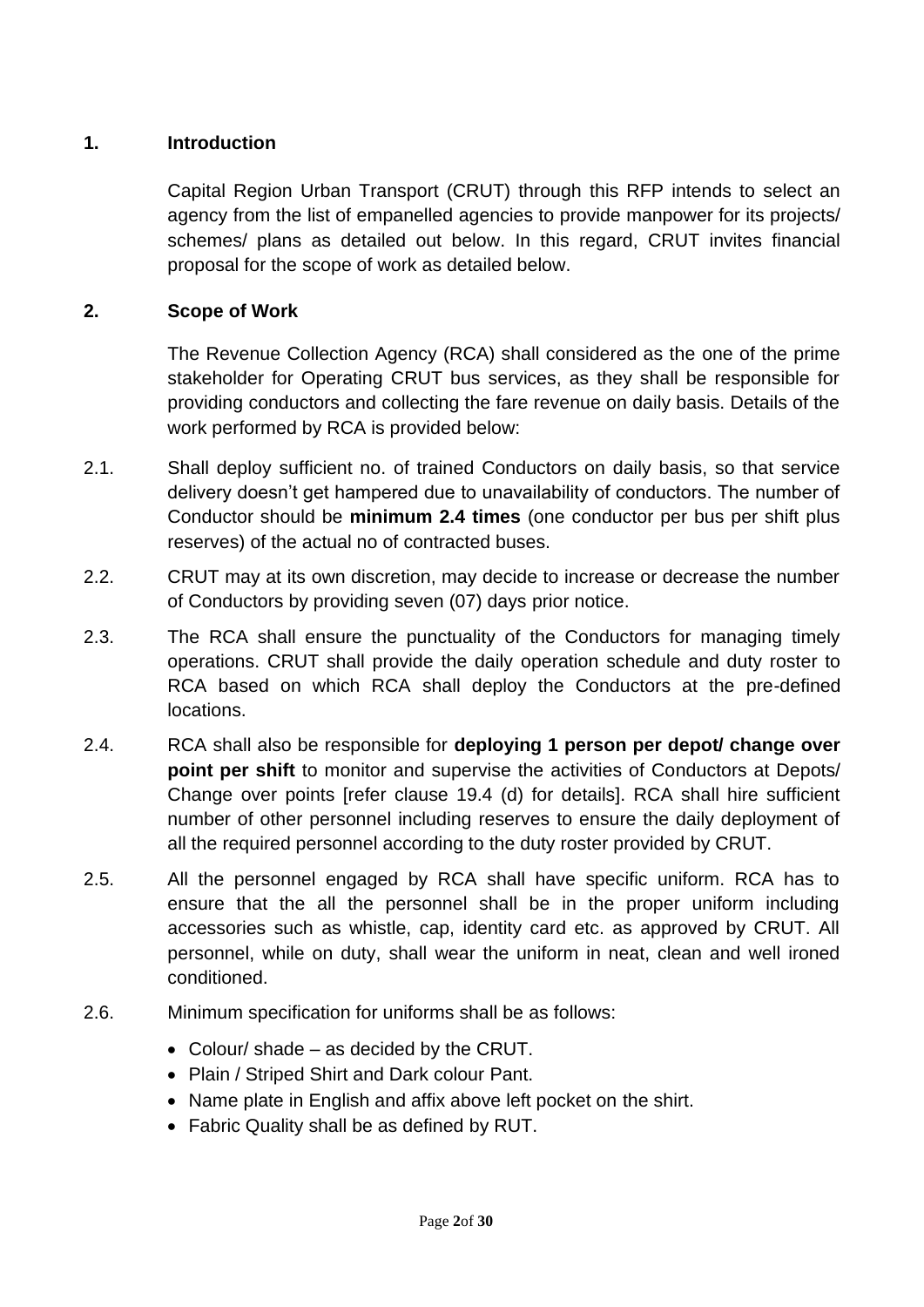## 1. Introduction

Capital Region Urban Transport (CRUT) through this RFP intends to select an agency from the list of empanelled agencies to provide manpower for its projects/ schemes/ plans as detailed out below. In this regard, CRUT invites financial proposal for the scope of work as detailed below.

## 2. Scope of Work

The Revenue Collection Agency (RCA) shall considered as the one of the prime stakeholder for Operating CRUT bus services, as they shall be responsible for providing conductors and collecting the fare revenue on daily basis. Details of the work performed by RCA is provided below:

2.1. Shall deploy sufficient no. of trained Conductors on daily basis, so that service delivery doesn't get hampered due to unavailability of conductors. The number of Conductor should be **minimum 2.4 times** (one conductor per bus per shift plus reserves) of the actual no of contracted buses.

2.2. CRUT may at its own discretion, may decide to increase or decrease the number of Conductors by providing seven (07) days prior notice.

2.3. The RCA shall ensure the punctuality of the Conductors for managing timely operations. CRUT shall provide the daily operation schedule and duty roster to RCA based on which RCA shall deploy the Conductors at the pre-defined locations.

2.4. RCA shall also be responsible for **deploying 1 person per depot/ change over point per shift** to monitor and supervise the activities of Conductors at Depots/ Change over points [refer clause 19.4 (d) for details]. RCA shall hire sufficient number of other personnel including reserves to ensure the daily deployment of all the required personnel according to the duty roster provided by CRUT.

2.5. All the personnel engaged by RCA shall have specific uniform. RCA has to ensure that the all the personnel shall be in the proper uniform including accessories such as whistle, cap, identity card etc. as approved by CRUT. All personnel, while on duty, shall wear the uniform in neat, clean and well ironed conditioned.

2.6. Minimum specification for uniforms shall be as follows:

- Colour/ shade – as decided by the CRUT.
- Plain / Striped Shirt and Dark colour Pant.
- Name plate in English and affix above left pocket on the shirt.
- Fabric Quality shall be as defined by RUT.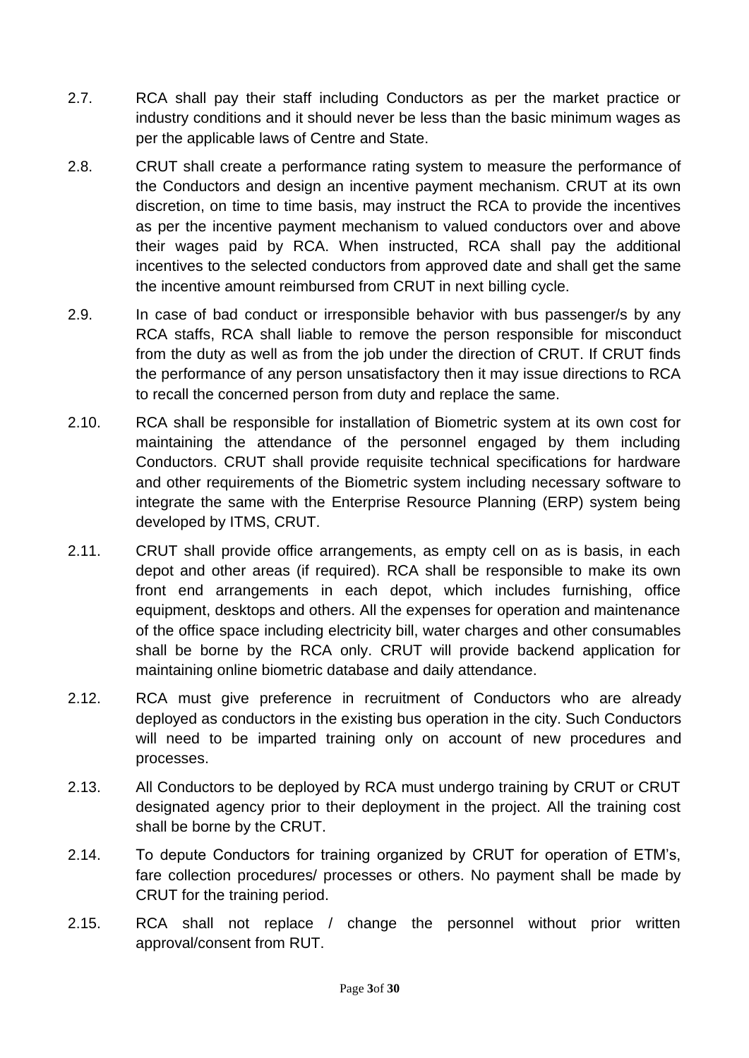2.7. RCA shall pay their staff including Conductors as per the market practice or industry conditions and it should never be less than the basic minimum wages as per the applicable laws of Centre and State.

2.8. CRUT shall create a performance rating system to measure the performance of the Conductors and design an incentive payment mechanism. CRUT at its own discretion, on time to time basis, may instruct the RCA to provide the incentives as per the incentive payment mechanism to valued conductors over and above their wages paid by RCA. When instructed, RCA shall pay the additional incentives to the selected conductors from approved date and shall get the same the incentive amount reimbursed from CRUT in next billing cycle.

2.9. In case of bad conduct or irresponsible behavior with bus passenger/s by any RCA staffs, RCA shall liable to remove the person responsible for misconduct from the duty as well as from the job under the direction of CRUT. If CRUT finds the performance of any person unsatisfactory then it may issue directions to RCA to recall the concerned person from duty and replace the same.

2.10. RCA shall be responsible for installation of Biometric system at its own cost for maintaining the attendance of the personnel engaged by them including Conductors. CRUT shall provide requisite technical specifications for hardware and other requirements of the Biometric system including necessary software to integrate the same with the Enterprise Resource Planning (ERP) system being developed by ITMS, CRUT.

2.11. CRUT shall provide office arrangements, as empty cell on as is basis, in each depot and other areas (if required). RCA shall be responsible to make its own front end arrangements in each depot, which includes furnishing, office equipment, desktops and others. All the expenses for operation and maintenance of the office space including electricity bill, water charges and other consumables shall be borne by the RCA only. CRUT will provide backend application for maintaining online biometric database and daily attendance.

2.12. RCA must give preference in recruitment of Conductors who are already deployed as conductors in the existing bus operation in the city. Such Conductors will need to be imparted training only on account of new procedures and processes.

2.13. All Conductors to be deployed by RCA must undergo training by CRUT or CRUT designated agency prior to their deployment in the project. All the training cost shall be borne by the CRUT.

2.14. To depute Conductors for training organized by CRUT for operation of ETM's, fare collection procedures/ processes or others. No payment shall be made by CRUT for the training period.

2.15. RCA shall not replace / change the personnel without prior written approval/consent from RUT.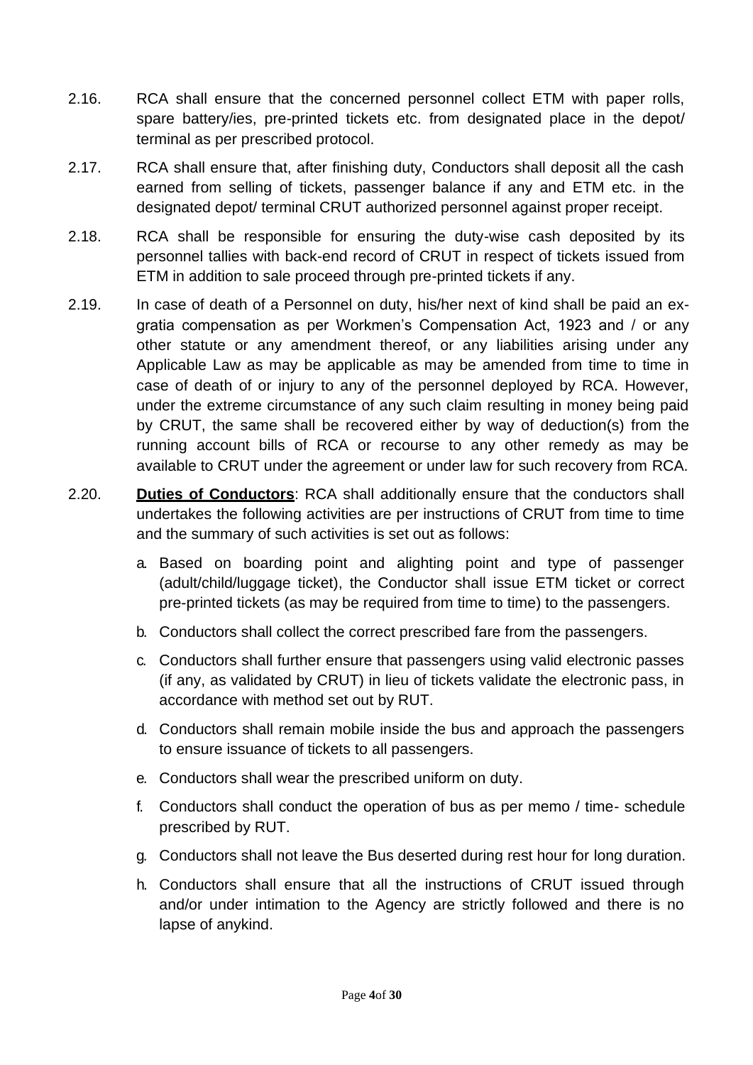2.16. RCA shall ensure that the concerned personnel collect ETM with paper rolls, spare battery/ies, pre-printed tickets etc. from designated place in the depot/ terminal as per prescribed protocol.

2.17. RCA shall ensure that, after finishing duty, Conductors shall deposit all the cash earned from selling of tickets, passenger balance if any and ETM etc. in the designated depot/ terminal CRUT authorized personnel against proper receipt.

2.18. RCA shall be responsible for ensuring the duty-wise cash deposited by its personnel tallies with back-end record of CRUT in respect of tickets issued from ETM in addition to sale proceed through pre-printed tickets if any.

2.19. In case of death of a Personnel on duty, his/her next of kind shall be paid an ex-gratia compensation as per Workmen's Compensation Act, 1923 and / or any other statute or any amendment thereof, or any liabilities arising under any Applicable Law as may be applicable as may be amended from time to time in case of death of or injury to any of the personnel deployed by RCA. However, under the extreme circumstance of any such claim resulting in money being paid by CRUT, the same shall be recovered either by way of deduction(s) from the running account bills of RCA or recourse to any other remedy as may be available to CRUT under the agreement or under law for such recovery from RCA.

2.20. **Duties of Conductors**: RCA shall additionally ensure that the conductors shall undertakes the following activities are per instructions of CRUT from time to time and the summary of such activities is set out as follows:

a. Based on boarding point and alighting point and type of passenger (adult/child/luggage ticket), the Conductor shall issue ETM ticket or correct pre-printed tickets (as may be required from time to time) to the passengers.

b. Conductors shall collect the correct prescribed fare from the passengers.

c. Conductors shall further ensure that passengers using valid electronic passes (if any, as validated by CRUT) in lieu of tickets validate the electronic pass, in accordance with method set out by RUT.

d. Conductors shall remain mobile inside the bus and approach the passengers to ensure issuance of tickets to all passengers.

e. Conductors shall wear the prescribed uniform on duty.

f. Conductors shall conduct the operation of bus as per memo / time- schedule prescribed by RUT.

g. Conductors shall not leave the Bus deserted during rest hour for long duration.

h. Conductors shall ensure that all the instructions of CRUT issued through and/or under intimation to the Agency are strictly followed and there is no lapse of anykind.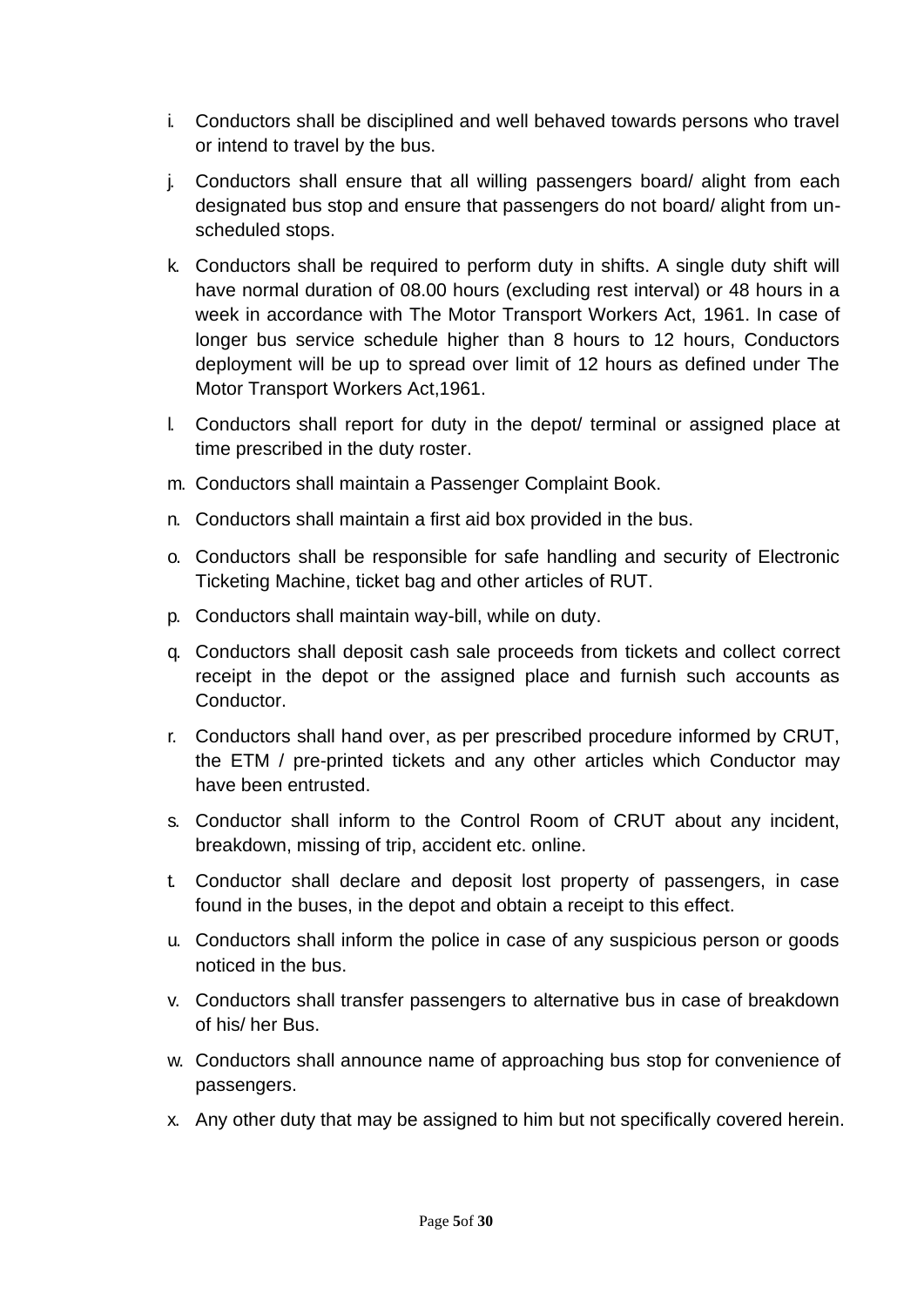i. Conductors shall be disciplined and well behaved towards persons who travel or intend to travel by the bus.

j. Conductors shall ensure that all willing passengers board/ alight from each designated bus stop and ensure that passengers do not board/ alight from un-scheduled stops.

k. Conductors shall be required to perform duty in shifts. A single duty shift will have normal duration of 08.00 hours (excluding rest interval) or 48 hours in a week in accordance with The Motor Transport Workers Act, 1961. In case of longer bus service schedule higher than 8 hours to 12 hours, Conductors deployment will be up to spread over limit of 12 hours as defined under The Motor Transport Workers Act,1961.

l. Conductors shall report for duty in the depot/ terminal or assigned place at time prescribed in the duty roster.

m. Conductors shall maintain a Passenger Complaint Book.

n. Conductors shall maintain a first aid box provided in the bus.

o. Conductors shall be responsible for safe handling and security of Electronic Ticketing Machine, ticket bag and other articles of RUT.

p. Conductors shall maintain way-bill, while on duty.

q. Conductors shall deposit cash sale proceeds from tickets and collect correct receipt in the depot or the assigned place and furnish such accounts as Conductor.

r. Conductors shall hand over, as per prescribed procedure informed by CRUT, the ETM / pre-printed tickets and any other articles which Conductor may have been entrusted.

s. Conductor shall inform to the Control Room of CRUT about any incident, breakdown, missing of trip, accident etc. online.

t. Conductor shall declare and deposit lost property of passengers, in case found in the buses, in the depot and obtain a receipt to this effect.

u. Conductors shall inform the police in case of any suspicious person or goods noticed in the bus.

v. Conductors shall transfer passengers to alternative bus in case of breakdown of his/ her Bus.

w. Conductors shall announce name of approaching bus stop for convenience of passengers.

x. Any other duty that may be assigned to him but not specifically covered herein.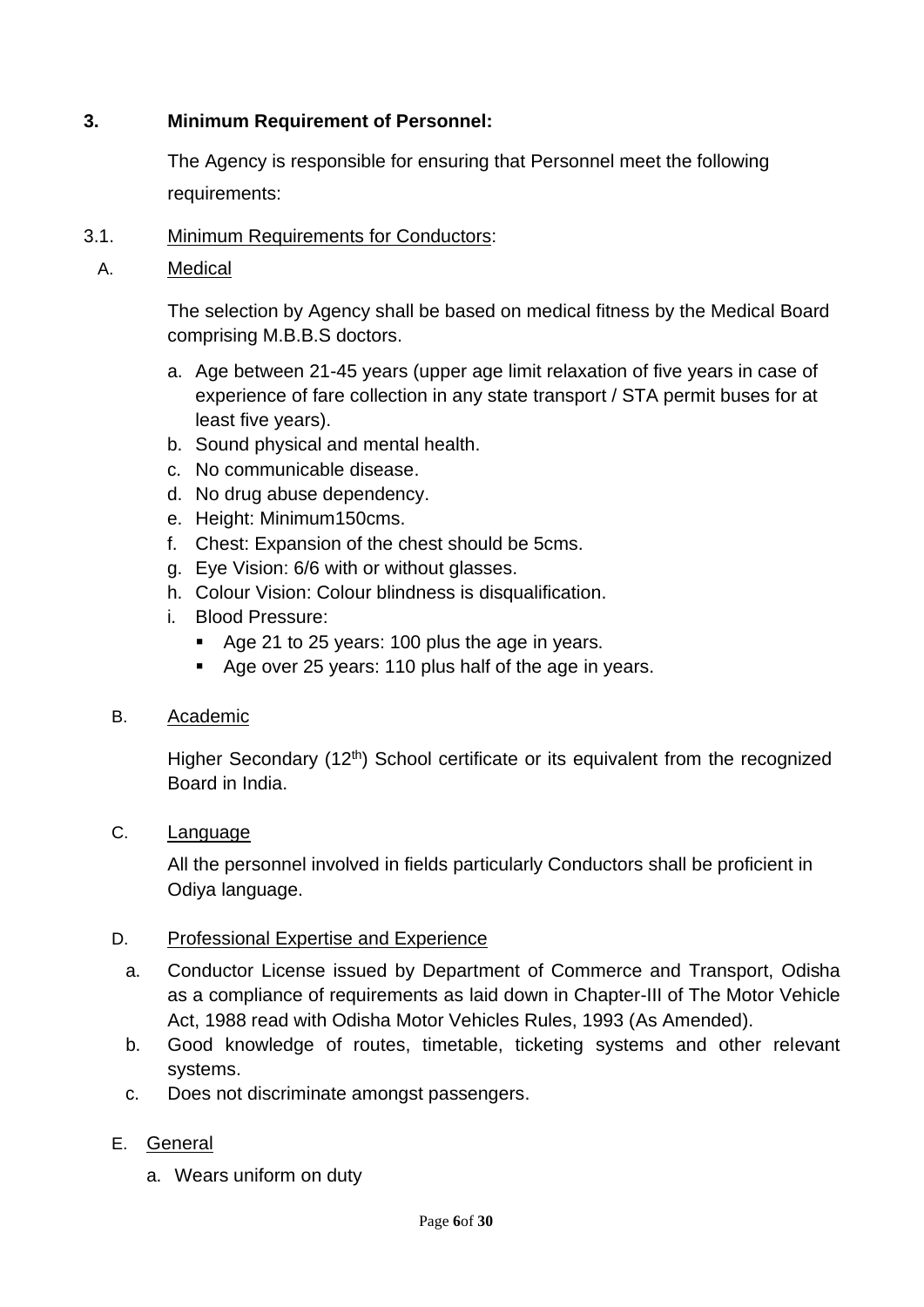## 3. Minimum Requirement of Personnel:

The Agency is responsible for ensuring that Personnel meet the following requirements:

### 3.1. Minimum Requirements for Conductors:

#### A. Medical

The selection by Agency shall be based on medical fitness by the Medical Board comprising M.B.B.S doctors.

a. Age between 21-45 years (upper age limit relaxation of five years in case of experience of fare collection in any state transport / STA permit buses for at least five years).
b. Sound physical and mental health.
c. No communicable disease.
d. No drug abuse dependency.
e. Height: Minimum150cms.
f. Chest: Expansion of the chest should be 5cms.
g. Eye Vision: 6/6 with or without glasses.
h. Colour Vision: Colour blindness is disqualification.
i. Blood Pressure:
   - Age 21 to 25 years: 100 plus the age in years.
   - Age over 25 years: 110 plus half of the age in years.

#### B. Academic

Higher Secondary (12th) School certificate or its equivalent from the recognized Board in India.

#### C. Language

All the personnel involved in fields particularly Conductors shall be proficient in Odiya language.

#### D. Professional Expertise and Experience

a. Conductor License issued by Department of Commerce and Transport, Odisha as a compliance of requirements as laid down in Chapter-III of The Motor Vehicle Act, 1988 read with Odisha Motor Vehicles Rules, 1993 (As Amended).
b. Good knowledge of routes, timetable, ticketing systems and other relevant systems.
c. Does not discriminate amongst passengers.

#### E. General

a. Wears uniform on duty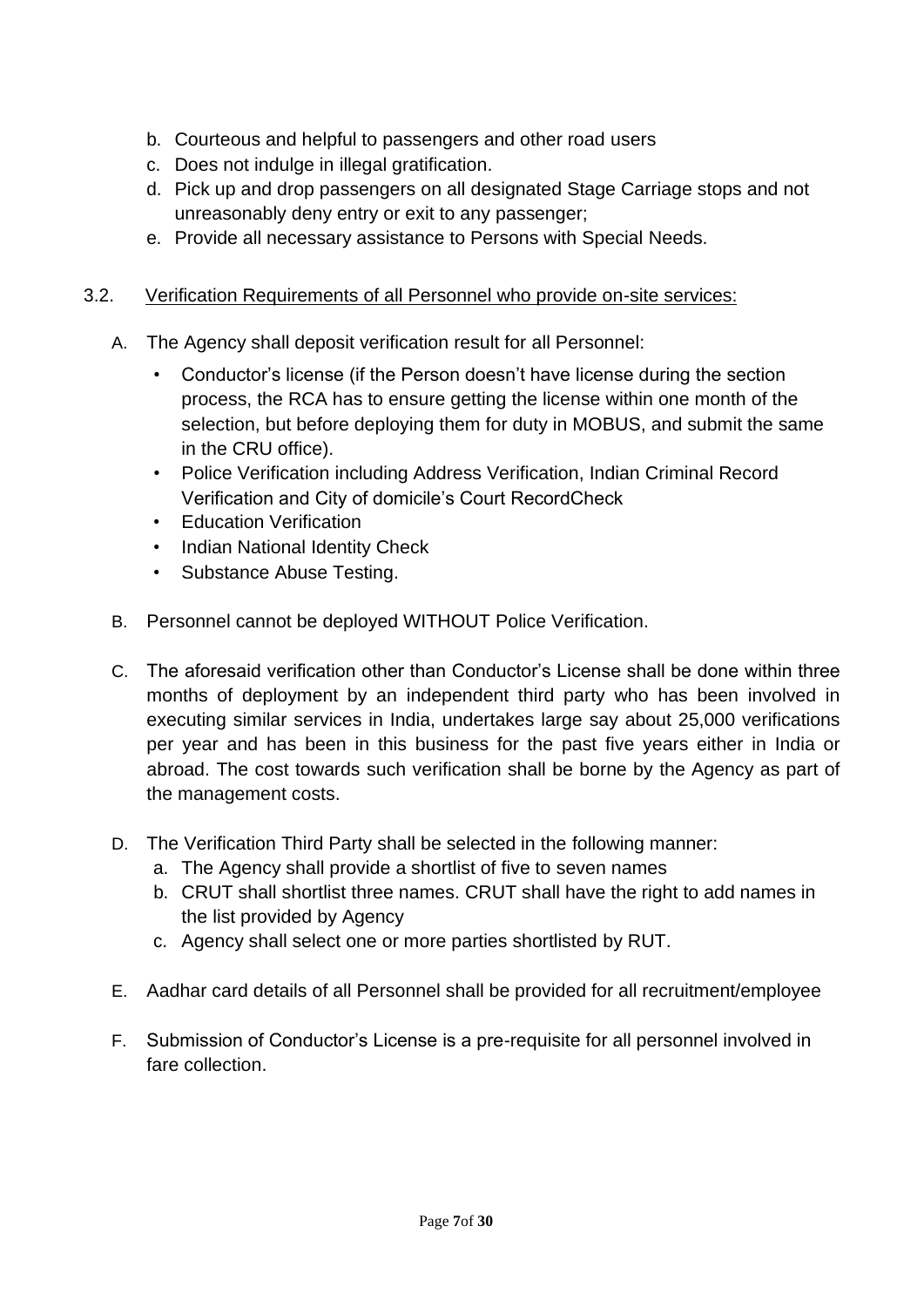b. Courteous and helpful to passengers and other road users
c. Does not indulge in illegal gratification.
d. Pick up and drop passengers on all designated Stage Carriage stops and not unreasonably deny entry or exit to any passenger;
e. Provide all necessary assistance to Persons with Special Needs.

3.2. Verification Requirements of all Personnel who provide on-site services:

A. The Agency shall deposit verification result for all Personnel:

- Conductor's license (if the Person doesn't have license during the section process, the RCA has to ensure getting the license within one month of the selection, but before deploying them for duty in MOBUS, and submit the same in the CRU office).
- Police Verification including Address Verification, Indian Criminal Record Verification and City of domicile's Court RecordCheck
- Education Verification
- Indian National Identity Check
- Substance Abuse Testing.

B. Personnel cannot be deployed WITHOUT Police Verification.

C. The aforesaid verification other than Conductor's License shall be done within three months of deployment by an independent third party who has been involved in executing similar services in India, undertakes large say about 25,000 verifications per year and has been in this business for the past five years either in India or abroad. The cost towards such verification shall be borne by the Agency as part of the management costs.

D. The Verification Third Party shall be selected in the following manner:
   a. The Agency shall provide a shortlist of five to seven names
   b. CRUT shall shortlist three names. CRUT shall have the right to add names in the list provided by Agency
   c. Agency shall select one or more parties shortlisted by RUT.

E. Aadhar card details of all Personnel shall be provided for all recruitment/employee

F. Submission of Conductor's License is a pre-requisite for all personnel involved in fare collection.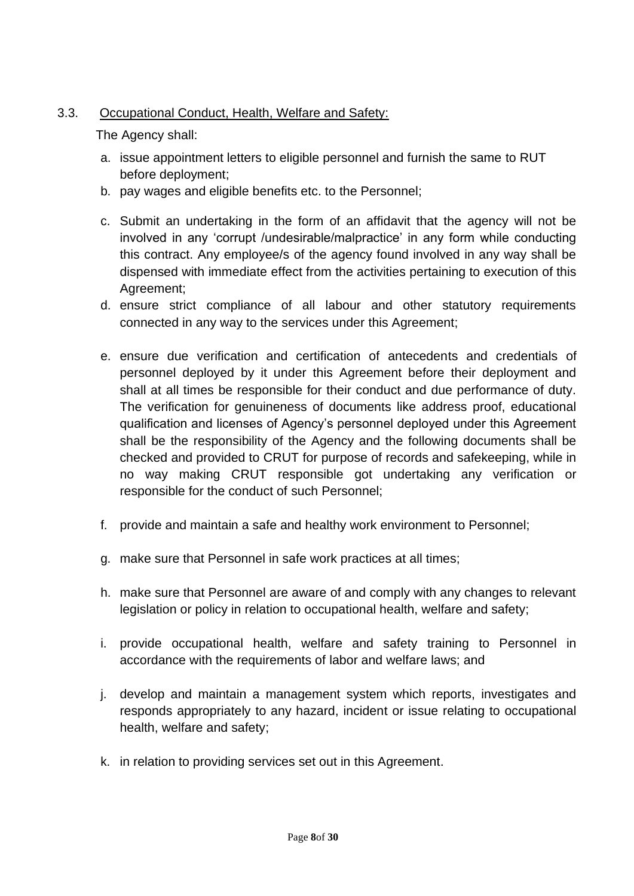3.3. Occupational Conduct, Health, Welfare and Safety:

The Agency shall:

a. issue appointment letters to eligible personnel and furnish the same to RUT before deployment;
b. pay wages and eligible benefits etc. to the Personnel;
c. Submit an undertaking in the form of an affidavit that the agency will not be involved in any 'corrupt /undesirable/malpractice' in any form while conducting this contract. Any employee/s of the agency found involved in any way shall be dispensed with immediate effect from the activities pertaining to execution of this Agreement;
d. ensure strict compliance of all labour and other statutory requirements connected in any way to the services under this Agreement;
e. ensure due verification and certification of antecedents and credentials of personnel deployed by it under this Agreement before their deployment and shall at all times be responsible for their conduct and due performance of duty. The verification for genuineness of documents like address proof, educational qualification and licenses of Agency's personnel deployed under this Agreement shall be the responsibility of the Agency and the following documents shall be checked and provided to CRUT for purpose of records and safekeeping, while in no way making CRUT responsible got undertaking any verification or responsible for the conduct of such Personnel;
f. provide and maintain a safe and healthy work environment to Personnel;
g. make sure that Personnel in safe work practices at all times;
h. make sure that Personnel are aware of and comply with any changes to relevant legislation or policy in relation to occupational health, welfare and safety;
i. provide occupational health, welfare and safety training to Personnel in accordance with the requirements of labor and welfare laws; and
j. develop and maintain a management system which reports, investigates and responds appropriately to any hazard, incident or issue relating to occupational health, welfare and safety;
k. in relation to providing services set out in this Agreement.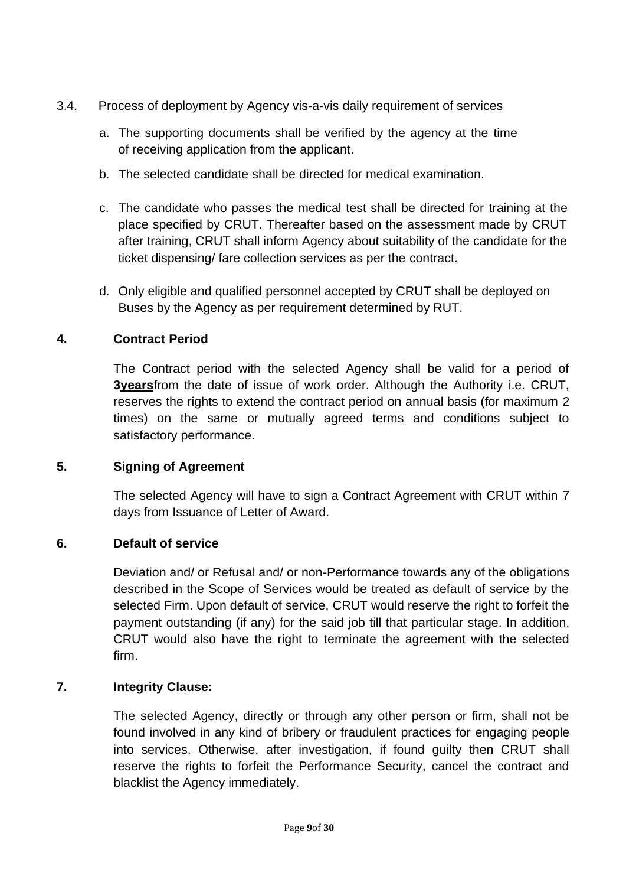3.4. Process of deployment by Agency vis-a-vis daily requirement of services

a. The supporting documents shall be verified by the agency at the time of receiving application from the applicant.

b. The selected candidate shall be directed for medical examination.

c. The candidate who passes the medical test shall be directed for training at the place specified by CRUT. Thereafter based on the assessment made by CRUT after training, CRUT shall inform Agency about suitability of the candidate for the ticket dispensing/ fare collection services as per the contract.

d. Only eligible and qualified personnel accepted by CRUT shall be deployed on Buses by the Agency as per requirement determined by RUT.

## 4. Contract Period

The Contract period with the selected Agency shall be valid for a period of **3years**from the date of issue of work order. Although the Authority i.e. CRUT, reserves the rights to extend the contract period on annual basis (for maximum 2 times) on the same or mutually agreed terms and conditions subject to satisfactory performance.

## 5. Signing of Agreement

The selected Agency will have to sign a Contract Agreement with CRUT within 7 days from Issuance of Letter of Award.

## 6. Default of service

Deviation and/ or Refusal and/ or non-Performance towards any of the obligations described in the Scope of Services would be treated as default of service by the selected Firm. Upon default of service, CRUT would reserve the right to forfeit the payment outstanding (if any) for the said job till that particular stage. In addition, CRUT would also have the right to terminate the agreement with the selected firm.

## 7. Integrity Clause:

The selected Agency, directly or through any other person or firm, shall not be found involved in any kind of bribery or fraudulent practices for engaging people into services. Otherwise, after investigation, if found guilty then CRUT shall reserve the rights to forfeit the Performance Security, cancel the contract and blacklist the Agency immediately.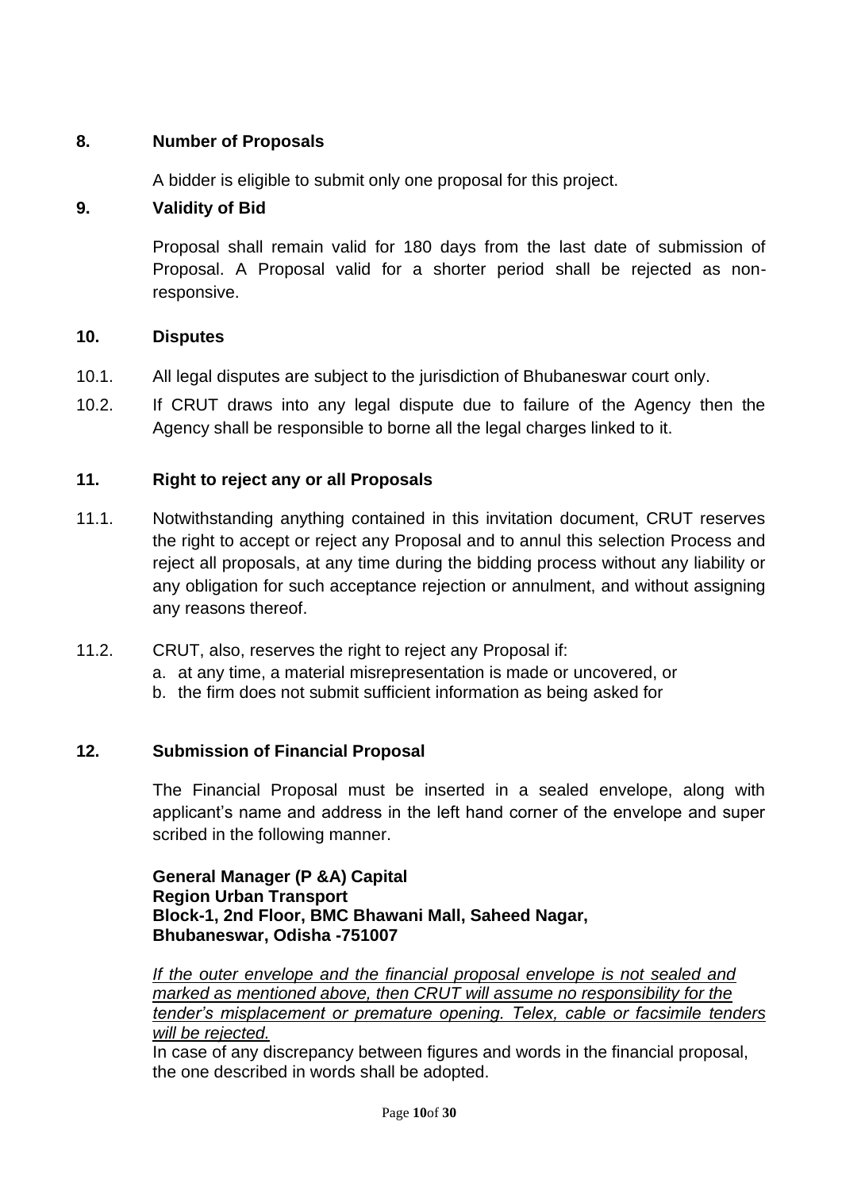## 8. Number of Proposals

A bidder is eligible to submit only one proposal for this project.

## 9. Validity of Bid

Proposal shall remain valid for 180 days from the last date of submission of Proposal. A Proposal valid for a shorter period shall be rejected as non-responsive.

## 10. Disputes

10.1. All legal disputes are subject to the jurisdiction of Bhubaneswar court only.

10.2. If CRUT draws into any legal dispute due to failure of the Agency then the Agency shall be responsible to borne all the legal charges linked to it.

## 11. Right to reject any or all Proposals

11.1. Notwithstanding anything contained in this invitation document, CRUT reserves the right to accept or reject any Proposal and to annul this selection Process and reject all proposals, at any time during the bidding process without any liability or any obligation for such acceptance rejection or annulment, and without assigning any reasons thereof.

11.2. CRUT, also, reserves the right to reject any Proposal if:

a. at any time, a material misrepresentation is made or uncovered, or
b. the firm does not submit sufficient information as being asked for

## 12. Submission of Financial Proposal

The Financial Proposal must be inserted in a sealed envelope, along with applicant's name and address in the left hand corner of the envelope and super scribed in the following manner.

**General Manager (P &A) Capital**
**Region Urban Transport**
**Block-1, 2nd Floor, BMC Bhawani Mall, Saheed Nagar,**
**Bhubaneswar, Odisha -751007**

*If the outer envelope and the financial proposal envelope is not sealed and marked as mentioned above, then CRUT will assume no responsibility for the tender's misplacement or premature opening. Telex, cable or facsimile tenders will be rejected.*

In case of any discrepancy between figures and words in the financial proposal, the one described in words shall be adopted.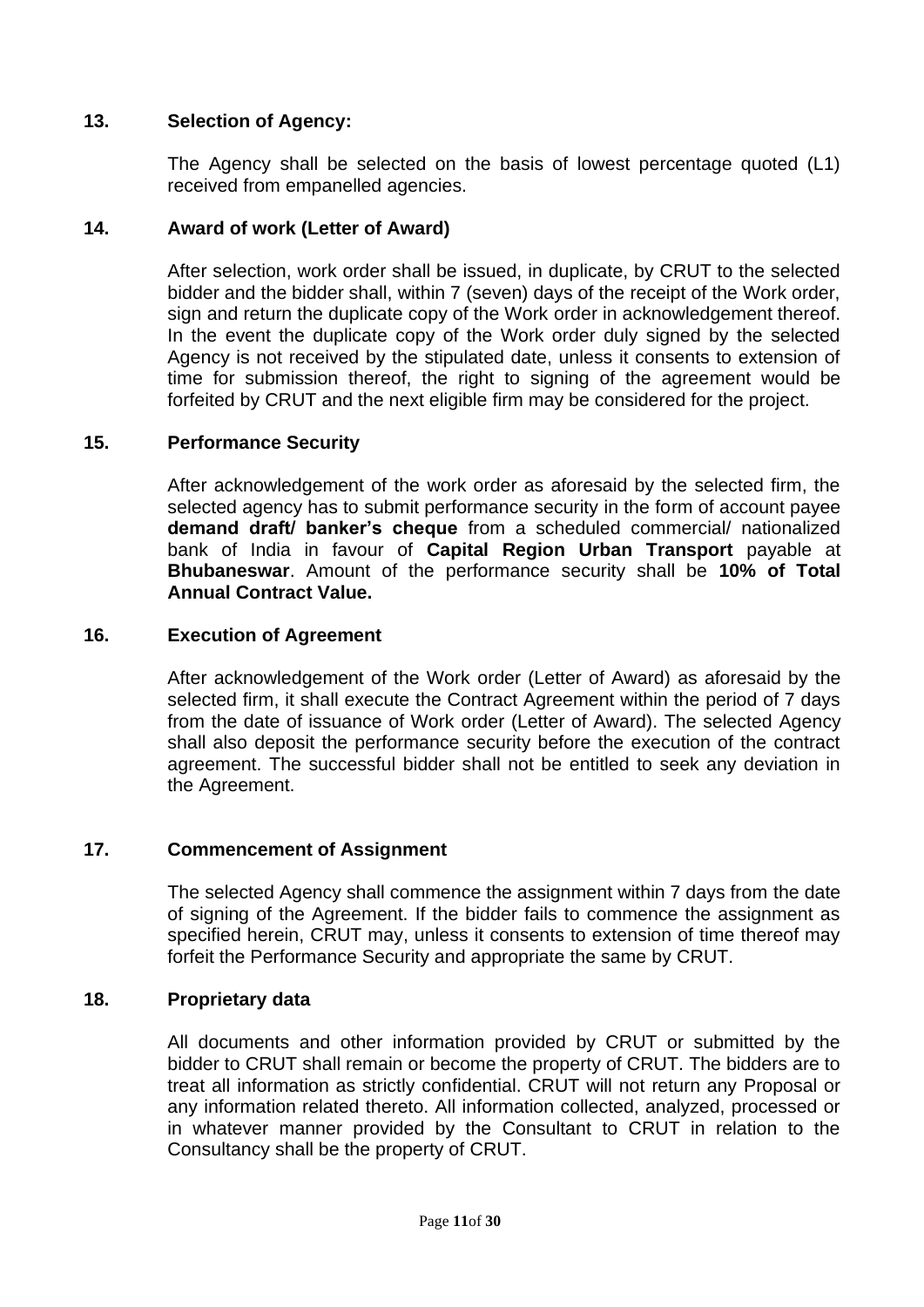## 13. Selection of Agency:

The Agency shall be selected on the basis of lowest percentage quoted (L1) received from empanelled agencies.

## 14. Award of work (Letter of Award)

After selection, work order shall be issued, in duplicate, by CRUT to the selected bidder and the bidder shall, within 7 (seven) days of the receipt of the Work order, sign and return the duplicate copy of the Work order in acknowledgement thereof. In the event the duplicate copy of the Work order duly signed by the selected Agency is not received by the stipulated date, unless it consents to extension of time for submission thereof, the right to signing of the agreement would be forfeited by CRUT and the next eligible firm may be considered for the project.

## 15. Performance Security

After acknowledgement of the work order as aforesaid by the selected firm, the selected agency has to submit performance security in the form of account payee **demand draft/ banker's cheque** from a scheduled commercial/ nationalized bank of India in favour of **Capital Region Urban Transport** payable at **Bhubaneswar**. Amount of the performance security shall be **10% of Total Annual Contract Value.**

## 16. Execution of Agreement

After acknowledgement of the Work order (Letter of Award) as aforesaid by the selected firm, it shall execute the Contract Agreement within the period of 7 days from the date of issuance of Work order (Letter of Award). The selected Agency shall also deposit the performance security before the execution of the contract agreement. The successful bidder shall not be entitled to seek any deviation in the Agreement.

## 17. Commencement of Assignment

The selected Agency shall commence the assignment within 7 days from the date of signing of the Agreement. If the bidder fails to commence the assignment as specified herein, CRUT may, unless it consents to extension of time thereof may forfeit the Performance Security and appropriate the same by CRUT.

## 18. Proprietary data

All documents and other information provided by CRUT or submitted by the bidder to CRUT shall remain or become the property of CRUT. The bidders are to treat all information as strictly confidential. CRUT will not return any Proposal or any information related thereto. All information collected, analyzed, processed or in whatever manner provided by the Consultant to CRUT in relation to the Consultancy shall be the property of CRUT.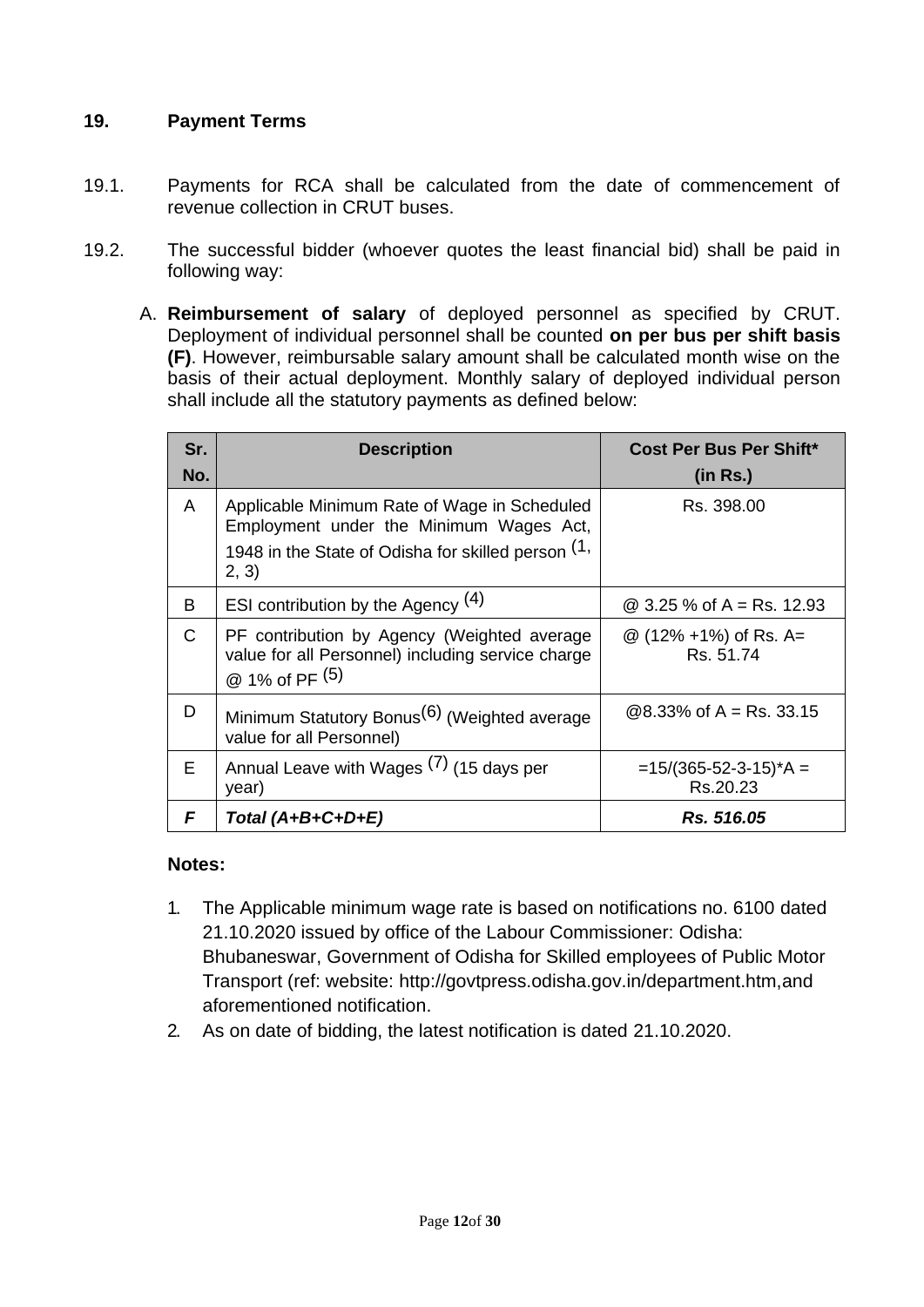## 19. Payment Terms

19.1. Payments for RCA shall be calculated from the date of commencement of revenue collection in CRUT buses.

19.2. The successful bidder (whoever quotes the least financial bid) shall be paid in following way:

A. **Reimbursement of salary** of deployed personnel as specified by CRUT. Deployment of individual personnel shall be counted **on per bus per shift basis (F)**. However, reimbursable salary amount shall be calculated month wise on the basis of their actual deployment. Monthly salary of deployed individual person shall include all the statutory payments as defined below:

| Sr. No. | Description | Cost Per Bus Per Shift* (in Rs.) |
|---|---|---|
| A | Applicable Minimum Rate of Wage in Scheduled Employment under the Minimum Wages Act, 1948 in the State of Odisha for skilled person (1, 2, 3) | Rs. 398.00 |
| B | ESI contribution by the Agency (4) | @ 3.25 % of A = Rs. 12.93 |
| C | PF contribution by Agency (Weighted average value for all Personnel) including service charge @ 1% of PF (5) | @ (12% +1%) of Rs. A= Rs. 51.74 |
| D | Minimum Statutory Bonus(6) (Weighted average value for all Personnel) | @8.33% of A = Rs. 33.15 |
| E | Annual Leave with Wages (7) (15 days per year) | =15/(365-52-3-15)*A = Rs.20.23 |
| ***F*** | ***Total (A+B+C+D+E)*** | ***Rs. 516.05*** |

**Notes:**

1. The Applicable minimum wage rate is based on notifications no. 6100 dated 21.10.2020 issued by office of the Labour Commissioner: Odisha: Bhubaneswar, Government of Odisha for Skilled employees of Public Motor Transport (ref: website: http://govtpress.odisha.gov.in/department.htm,and aforementioned notification.
2. As on date of bidding, the latest notification is dated 21.10.2020.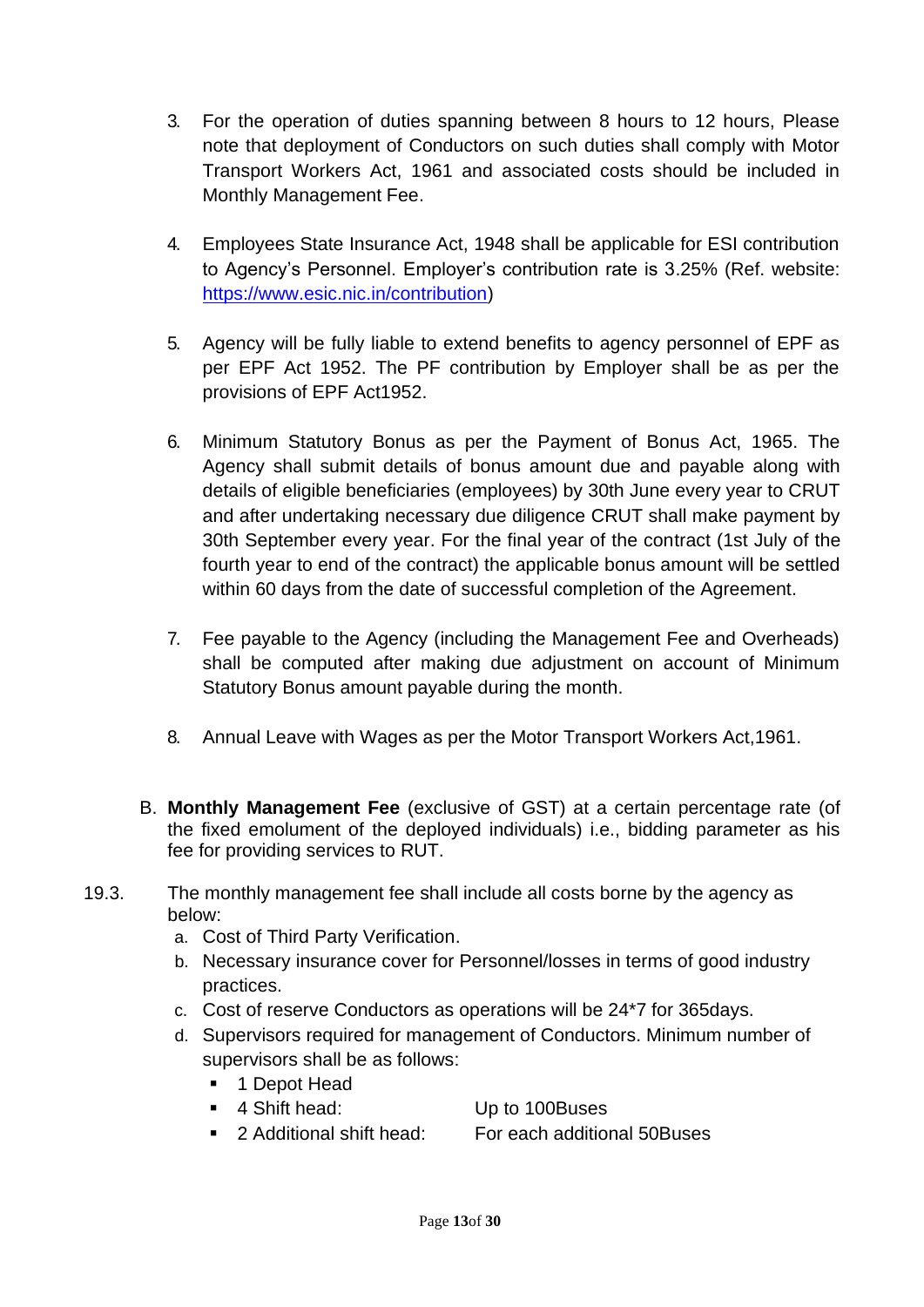3. For the operation of duties spanning between 8 hours to 12 hours, Please note that deployment of Conductors on such duties shall comply with Motor Transport Workers Act, 1961 and associated costs should be included in Monthly Management Fee.

4. Employees State Insurance Act, 1948 shall be applicable for ESI contribution to Agency's Personnel. Employer's contribution rate is 3.25% (Ref. website: [https://www.esic.nic.in/contribution](https://www.esic.nic.in/contribution))

5. Agency will be fully liable to extend benefits to agency personnel of EPF as per EPF Act 1952. The PF contribution by Employer shall be as per the provisions of EPF Act1952.

6. Minimum Statutory Bonus as per the Payment of Bonus Act, 1965. The Agency shall submit details of bonus amount due and payable along with details of eligible beneficiaries (employees) by 30th June every year to CRUT and after undertaking necessary due diligence CRUT shall make payment by 30th September every year. For the final year of the contract (1st July of the fourth year to end of the contract) the applicable bonus amount will be settled within 60 days from the date of successful completion of the Agreement.

7. Fee payable to the Agency (including the Management Fee and Overheads) shall be computed after making due adjustment on account of Minimum Statutory Bonus amount payable during the month.

8. Annual Leave with Wages as per the Motor Transport Workers Act,1961.

B. **Monthly Management Fee** (exclusive of GST) at a certain percentage rate (of the fixed emolument of the deployed individuals) i.e., bidding parameter as his fee for providing services to RUT.

19.3. The monthly management fee shall include all costs borne by the agency as below:

a. Cost of Third Party Verification.
b. Necessary insurance cover for Personnel/losses in terms of good industry practices.
c. Cost of reserve Conductors as operations will be 24*7 for 365days.
d. Supervisors required for management of Conductors. Minimum number of supervisors shall be as follows:
   - 1 Depot Head
   - 4 Shift head: Up to 100Buses
   - 2 Additional shift head: For each additional 50Buses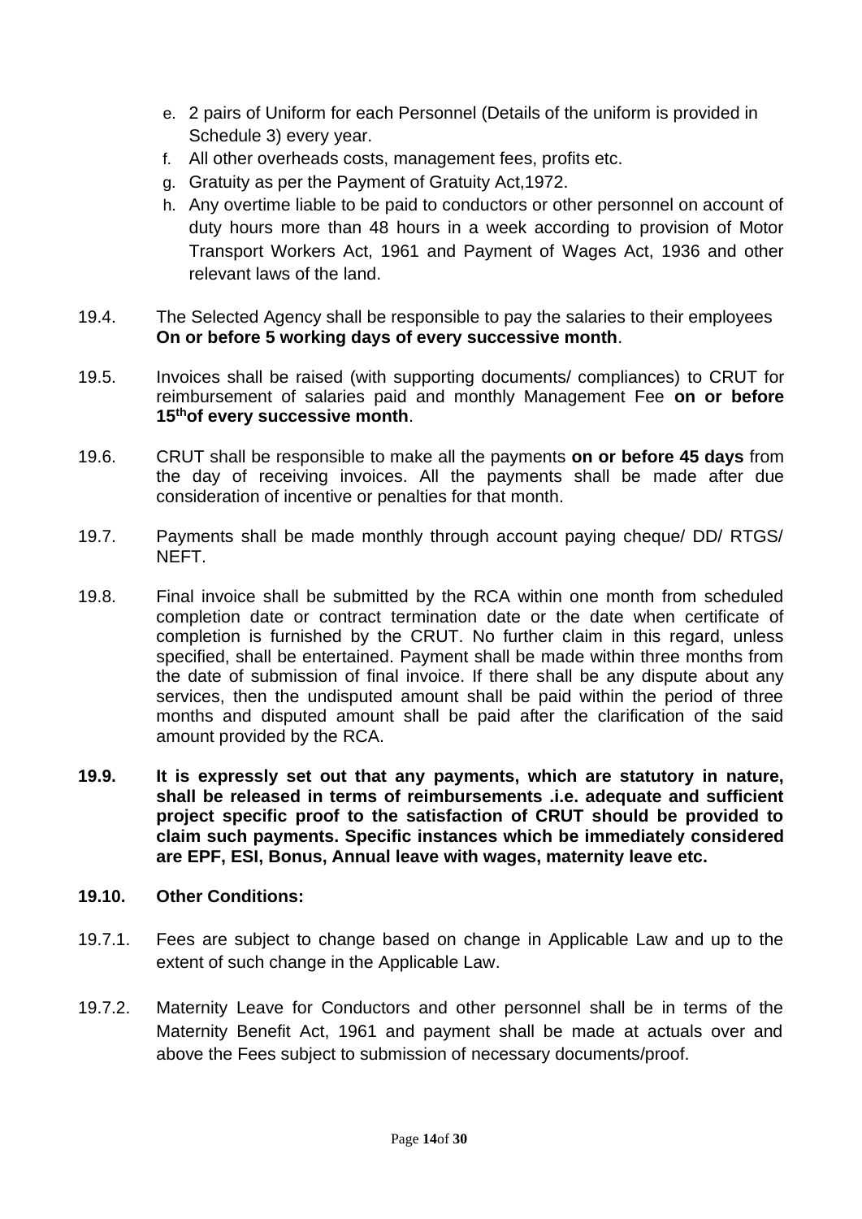e. 2 pairs of Uniform for each Personnel (Details of the uniform is provided in Schedule 3) every year.
f. All other overheads costs, management fees, profits etc.
g. Gratuity as per the Payment of Gratuity Act,1972.
h. Any overtime liable to be paid to conductors or other personnel on account of duty hours more than 48 hours in a week according to provision of Motor Transport Workers Act, 1961 and Payment of Wages Act, 1936 and other relevant laws of the land.

19.4. The Selected Agency shall be responsible to pay the salaries to their employees **On or before 5 working days of every successive month**.

19.5. Invoices shall be raised (with supporting documents/ compliances) to CRUT for reimbursement of salaries paid and monthly Management Fee **on or before 15th of every successive month**.

19.6. CRUT shall be responsible to make all the payments **on or before 45 days** from the day of receiving invoices. All the payments shall be made after due consideration of incentive or penalties for that month.

19.7. Payments shall be made monthly through account paying cheque/ DD/ RTGS/ NEFT.

19.8. Final invoice shall be submitted by the RCA within one month from scheduled completion date or contract termination date or the date when certificate of completion is furnished by the CRUT. No further claim in this regard, unless specified, shall be entertained. Payment shall be made within three months from the date of submission of final invoice. If there shall be any dispute about any services, then the undisputed amount shall be paid within the period of three months and disputed amount shall be paid after the clarification of the said amount provided by the RCA.

**19.9. It is expressly set out that any payments, which are statutory in nature, shall be released in terms of reimbursements .i.e. adequate and sufficient project specific proof to the satisfaction of CRUT should be provided to claim such payments. Specific instances which be immediately considered are EPF, ESI, Bonus, Annual leave with wages, maternity leave etc.**

**19.10. Other Conditions:**

19.7.1. Fees are subject to change based on change in Applicable Law and up to the extent of such change in the Applicable Law.

19.7.2. Maternity Leave for Conductors and other personnel shall be in terms of the Maternity Benefit Act, 1961 and payment shall be made at actuals over and above the Fees subject to submission of necessary documents/proof.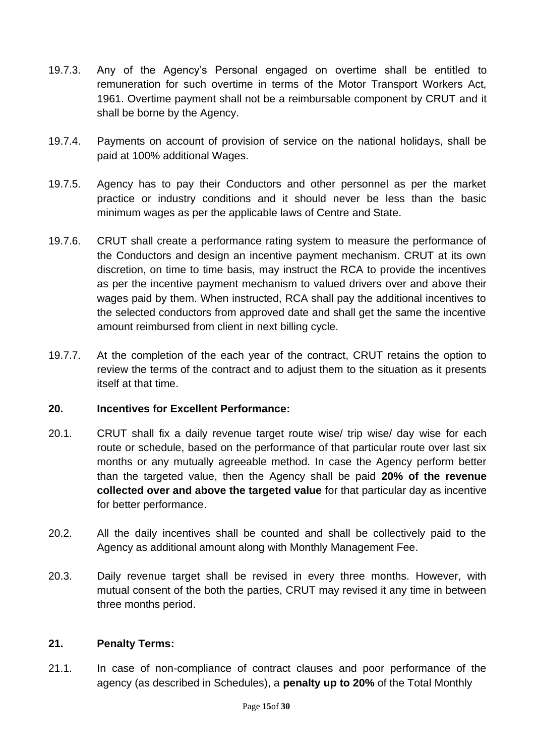19.7.3. Any of the Agency's Personal engaged on overtime shall be entitled to remuneration for such overtime in terms of the Motor Transport Workers Act, 1961. Overtime payment shall not be a reimbursable component by CRUT and it shall be borne by the Agency.

19.7.4. Payments on account of provision of service on the national holidays, shall be paid at 100% additional Wages.

19.7.5. Agency has to pay their Conductors and other personnel as per the market practice or industry conditions and it should never be less than the basic minimum wages as per the applicable laws of Centre and State.

19.7.6. CRUT shall create a performance rating system to measure the performance of the Conductors and design an incentive payment mechanism. CRUT at its own discretion, on time to time basis, may instruct the RCA to provide the incentives as per the incentive payment mechanism to valued drivers over and above their wages paid by them. When instructed, RCA shall pay the additional incentives to the selected conductors from approved date and shall get the same the incentive amount reimbursed from client in next billing cycle.

19.7.7. At the completion of the each year of the contract, CRUT retains the option to review the terms of the contract and to adjust them to the situation as it presents itself at that time.

## 20. Incentives for Excellent Performance:

20.1. CRUT shall fix a daily revenue target route wise/ trip wise/ day wise for each route or schedule, based on the performance of that particular route over last six months or any mutually agreeable method. In case the Agency perform better than the targeted value, then the Agency shall be paid **20% of the revenue collected over and above the targeted value** for that particular day as incentive for better performance.

20.2. All the daily incentives shall be counted and shall be collectively paid to the Agency as additional amount along with Monthly Management Fee.

20.3. Daily revenue target shall be revised in every three months. However, with mutual consent of the both the parties, CRUT may revised it any time in between three months period.

## 21. Penalty Terms:

21.1. In case of non-compliance of contract clauses and poor performance of the agency (as described in Schedules), a **penalty up to 20%** of the Total Monthly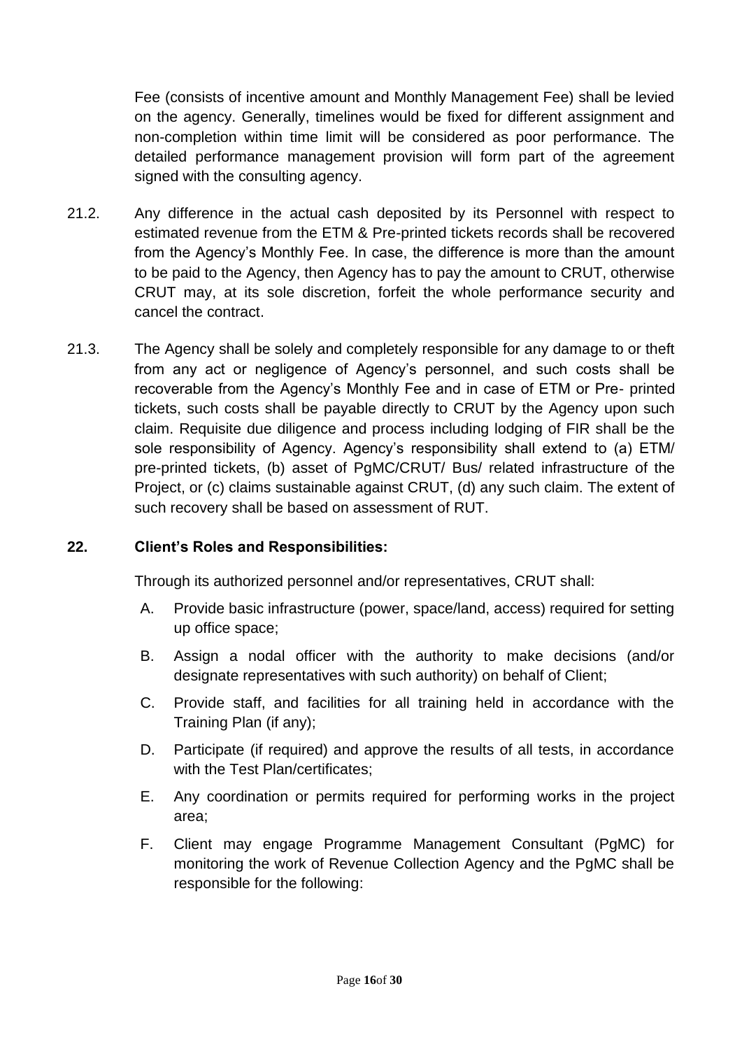Fee (consists of incentive amount and Monthly Management Fee) shall be levied on the agency. Generally, timelines would be fixed for different assignment and non-completion within time limit will be considered as poor performance. The detailed performance management provision will form part of the agreement signed with the consulting agency.

21.2. Any difference in the actual cash deposited by its Personnel with respect to estimated revenue from the ETM & Pre-printed tickets records shall be recovered from the Agency's Monthly Fee. In case, the difference is more than the amount to be paid to the Agency, then Agency has to pay the amount to CRUT, otherwise CRUT may, at its sole discretion, forfeit the whole performance security and cancel the contract.

21.3. The Agency shall be solely and completely responsible for any damage to or theft from any act or negligence of Agency's personnel, and such costs shall be recoverable from the Agency's Monthly Fee and in case of ETM or Pre- printed tickets, such costs shall be payable directly to CRUT by the Agency upon such claim. Requisite due diligence and process including lodging of FIR shall be the sole responsibility of Agency. Agency's responsibility shall extend to (a) ETM/ pre-printed tickets, (b) asset of PgMC/CRUT/ Bus/ related infrastructure of the Project, or (c) claims sustainable against CRUT, (d) any such claim. The extent of such recovery shall be based on assessment of RUT.

## 22. Client's Roles and Responsibilities:

Through its authorized personnel and/or representatives, CRUT shall:

A. Provide basic infrastructure (power, space/land, access) required for setting up office space;

B. Assign a nodal officer with the authority to make decisions (and/or designate representatives with such authority) on behalf of Client;

C. Provide staff, and facilities for all training held in accordance with the Training Plan (if any);

D. Participate (if required) and approve the results of all tests, in accordance with the Test Plan/certificates;

E. Any coordination or permits required for performing works in the project area;

F. Client may engage Programme Management Consultant (PgMC) for monitoring the work of Revenue Collection Agency and the PgMC shall be responsible for the following: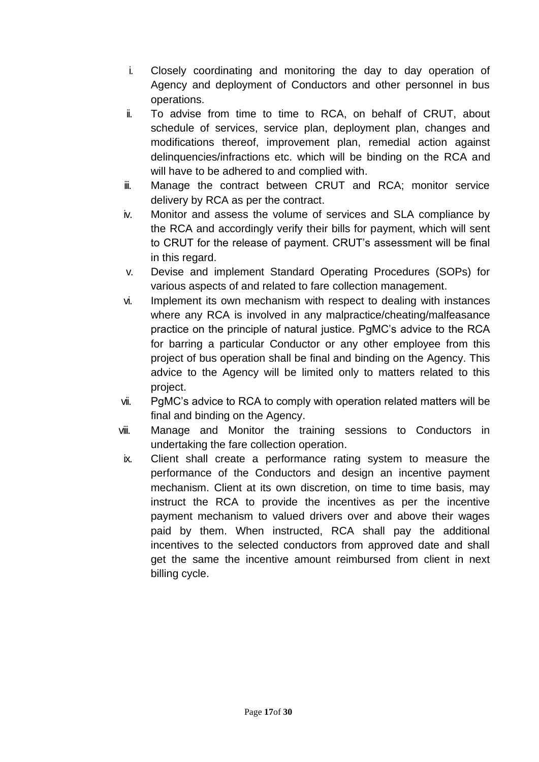i. Closely coordinating and monitoring the day to day operation of Agency and deployment of Conductors and other personnel in bus operations.

ii. To advise from time to time to RCA, on behalf of CRUT, about schedule of services, service plan, deployment plan, changes and modifications thereof, improvement plan, remedial action against delinquencies/infractions etc. which will be binding on the RCA and will have to be adhered to and complied with.

iii. Manage the contract between CRUT and RCA; monitor service delivery by RCA as per the contract.

iv. Monitor and assess the volume of services and SLA compliance by the RCA and accordingly verify their bills for payment, which will sent to CRUT for the release of payment. CRUT's assessment will be final in this regard.

v. Devise and implement Standard Operating Procedures (SOPs) for various aspects of and related to fare collection management.

vi. Implement its own mechanism with respect to dealing with instances where any RCA is involved in any malpractice/cheating/malfeasance practice on the principle of natural justice. PgMC's advice to the RCA for barring a particular Conductor or any other employee from this project of bus operation shall be final and binding on the Agency. This advice to the Agency will be limited only to matters related to this project.

vii. PgMC's advice to RCA to comply with operation related matters will be final and binding on the Agency.

viii. Manage and Monitor the training sessions to Conductors in undertaking the fare collection operation.

ix. Client shall create a performance rating system to measure the performance of the Conductors and design an incentive payment mechanism. Client at its own discretion, on time to time basis, may instruct the RCA to provide the incentives as per the incentive payment mechanism to valued drivers over and above their wages paid by them. When instructed, RCA shall pay the additional incentives to the selected conductors from approved date and shall get the same the incentive amount reimbursed from client in next billing cycle.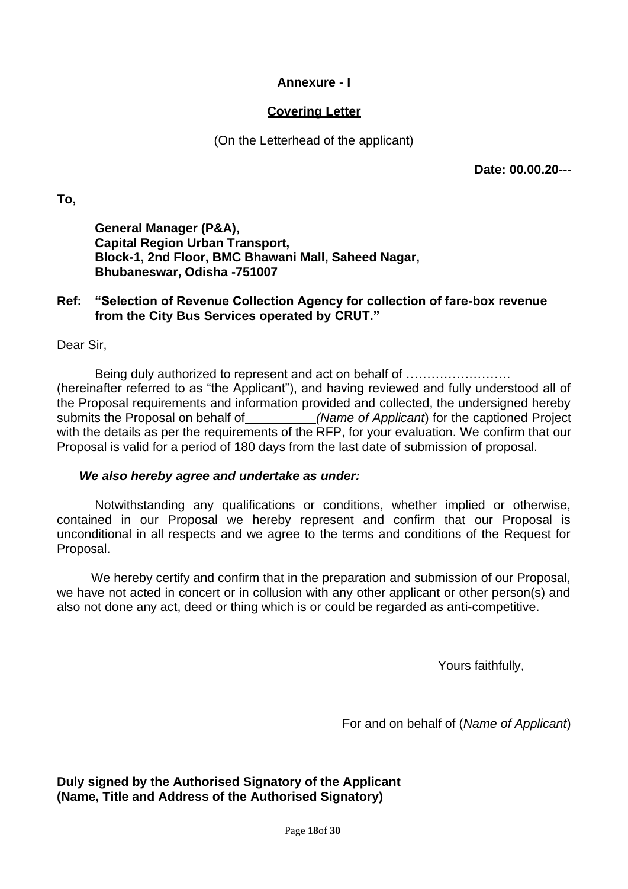**Annexure - I**

**Covering Letter**

(On the Letterhead of the applicant)

**Date: 00.00.20---**

**To,**

**General Manager (P&A),**
**Capital Region Urban Transport,**
**Block-1, 2nd Floor, BMC Bhawani Mall, Saheed Nagar,**
**Bhubaneswar, Odisha -751007**

**Ref: "Selection of Revenue Collection Agency for collection of fare-box revenue from the City Bus Services operated by CRUT."**

Dear Sir,

Being duly authorized to represent and act on behalf of …………………… (hereinafter referred to as "the Applicant"), and having reviewed and fully understood all of the Proposal requirements and information provided and collected, the undersigned hereby submits the Proposal on behalf of__________*(Name of Applicant*) for the captioned Project with the details as per the requirements of the RFP, for your evaluation. We confirm that our Proposal is valid for a period of 180 days from the last date of submission of proposal.

***We also hereby agree and undertake as under:***

Notwithstanding any qualifications or conditions, whether implied or otherwise, contained in our Proposal we hereby represent and confirm that our Proposal is unconditional in all respects and we agree to the terms and conditions of the Request for Proposal.

We hereby certify and confirm that in the preparation and submission of our Proposal, we have not acted in concert or in collusion with any other applicant or other person(s) and also not done any act, deed or thing which is or could be regarded as anti-competitive.

Yours faithfully,

For and on behalf of (*Name of Applicant*)

**Duly signed by the Authorised Signatory of the Applicant**
**(Name, Title and Address of the Authorised Signatory)**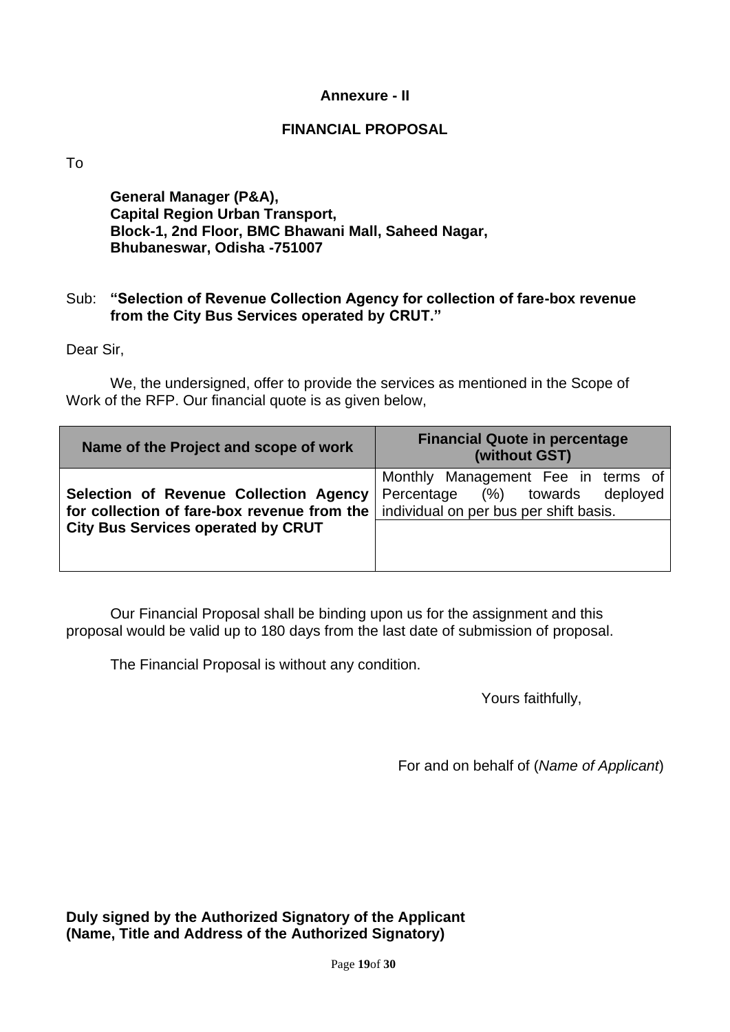## Annexure - II

## FINANCIAL PROPOSAL

To

**General Manager (P&A),**
**Capital Region Urban Transport,**
**Block-1, 2nd Floor, BMC Bhawani Mall, Saheed Nagar,**
**Bhubaneswar, Odisha -751007**

Sub: **"Selection of Revenue Collection Agency for collection of fare-box revenue from the City Bus Services operated by CRUT."**

Dear Sir,

We, the undersigned, offer to provide the services as mentioned in the Scope of Work of the RFP. Our financial quote is as given below,

| Name of the Project and scope of work | Financial Quote in percentage (without GST) |
|---|---|
| **Selection of Revenue Collection Agency for collection of fare-box revenue from the City Bus Services operated by CRUT** | Monthly Management Fee in terms of Percentage (%) towards deployed individual on per bus per shift basis. |
| | |

Our Financial Proposal shall be binding upon us for the assignment and this proposal would be valid up to 180 days from the last date of submission of proposal.

The Financial Proposal is without any condition.

Yours faithfully,

For and on behalf of (*Name of Applicant*)

**Duly signed by the Authorized Signatory of the Applicant**
**(Name, Title and Address of the Authorized Signatory)**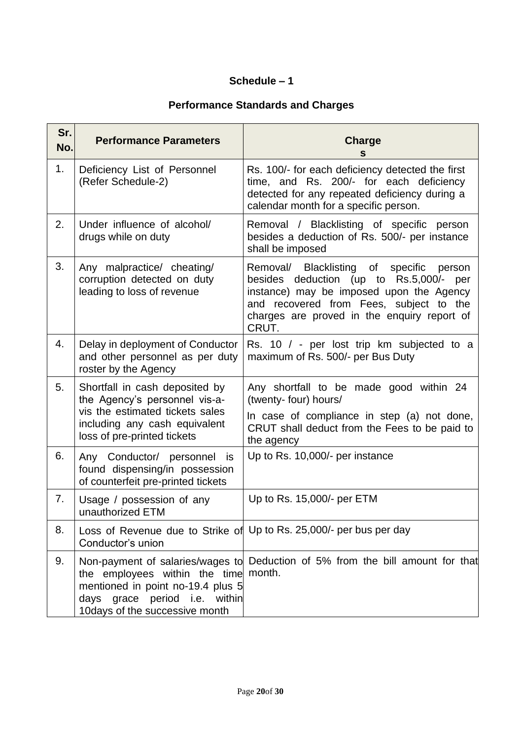**Schedule – 1**

**Performance Standards and Charges**

| Sr. No. | Performance Parameters | Charges |
|---|---|---|
| 1. | Deficiency List of Personnel (Refer Schedule-2) | Rs. 100/- for each deficiency detected the first time, and Rs. 200/- for each deficiency detected for any repeated deficiency during a calendar month for a specific person. |
| 2. | Under influence of alcohol/ drugs while on duty | Removal / Blacklisting of specific person besides a deduction of Rs. 500/- per instance shall be imposed |
| 3. | Any malpractice/ cheating/ corruption detected on duty leading to loss of revenue | Removal/ Blacklisting of specific person besides deduction (up to Rs.5,000/- per instance) may be imposed upon the Agency and recovered from Fees, subject to the charges are proved in the enquiry report of CRUT. |
| 4. | Delay in deployment of Conductor and other personnel as per duty roster by the Agency | Rs. 10 / - per lost trip km subjected to a maximum of Rs. 500/- per Bus Duty |
| 5. | Shortfall in cash deposited by the Agency's personnel vis-a-vis the estimated tickets sales including any cash equivalent loss of pre-printed tickets | Any shortfall to be made good within 24 (twenty- four) hours/<br>In case of compliance in step (a) not done, CRUT shall deduct from the Fees to be paid to the agency |
| 6. | Any Conductor/ personnel is found dispensing/in possession of counterfeit pre-printed tickets | Up to Rs. 10,000/- per instance |
| 7. | Usage / possession of any unauthorized ETM | Up to Rs. 15,000/- per ETM |
| 8. | Loss of Revenue due to Strike of Conductor's union | Up to Rs. 25,000/- per bus per day |
| 9. | Non-payment of salaries/wages to the employees within the time mentioned in point no-19.4 plus 5 days grace period i.e. within 10days of the successive month | Deduction of 5% from the bill amount for that month. |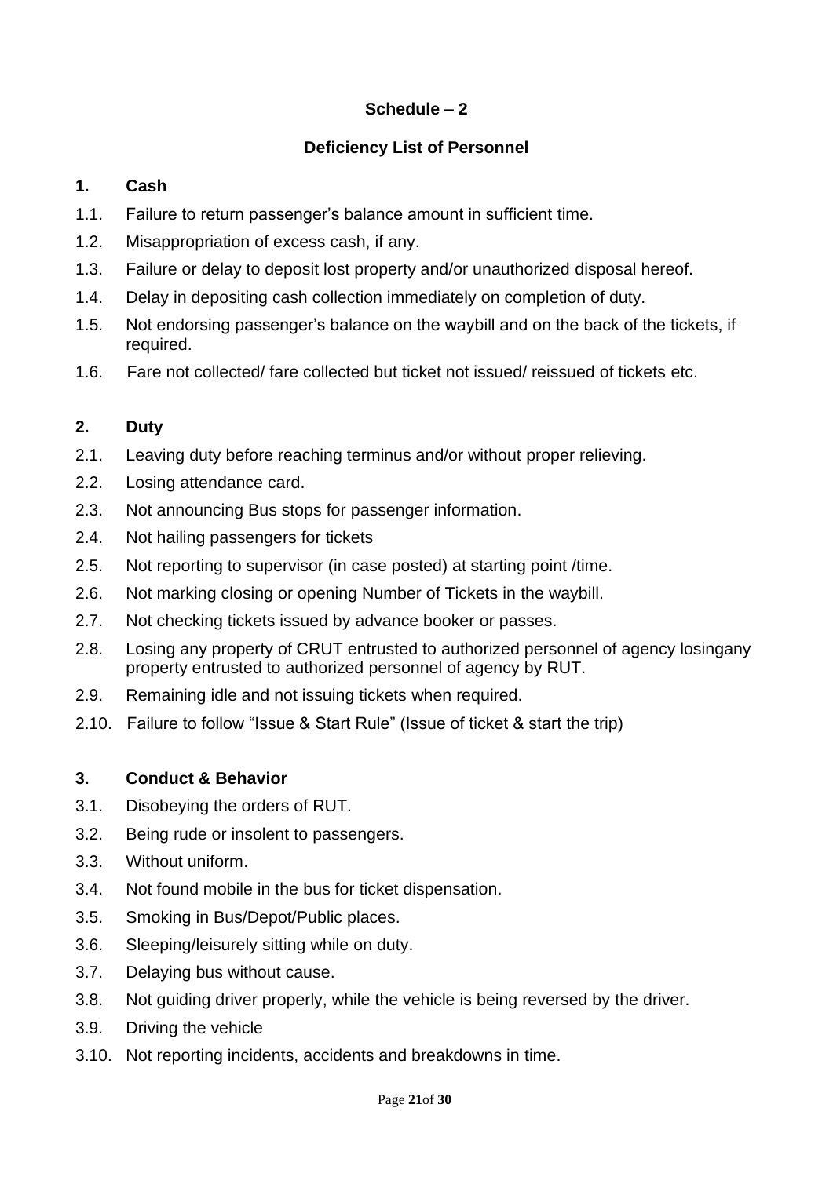**Schedule – 2**

**Deficiency List of Personnel**

**1. Cash**

1.1. Failure to return passenger's balance amount in sufficient time.

1.2. Misappropriation of excess cash, if any.

1.3. Failure or delay to deposit lost property and/or unauthorized disposal hereof.

1.4. Delay in depositing cash collection immediately on completion of duty.

1.5. Not endorsing passenger's balance on the waybill and on the back of the tickets, if required.

1.6. Fare not collected/ fare collected but ticket not issued/ reissued of tickets etc.

**2. Duty**

2.1. Leaving duty before reaching terminus and/or without proper relieving.

2.2. Losing attendance card.

2.3. Not announcing Bus stops for passenger information.

2.4. Not hailing passengers for tickets

2.5. Not reporting to supervisor (in case posted) at starting point /time.

2.6. Not marking closing or opening Number of Tickets in the waybill.

2.7. Not checking tickets issued by advance booker or passes.

2.8. Losing any property of CRUT entrusted to authorized personnel of agency losingany property entrusted to authorized personnel of agency by RUT.

2.9. Remaining idle and not issuing tickets when required.

2.10. Failure to follow "Issue & Start Rule" (Issue of ticket & start the trip)

**3. Conduct & Behavior**

3.1. Disobeying the orders of RUT.

3.2. Being rude or insolent to passengers.

3.3. Without uniform.

3.4. Not found mobile in the bus for ticket dispensation.

3.5. Smoking in Bus/Depot/Public places.

3.6. Sleeping/leisurely sitting while on duty.

3.7. Delaying bus without cause.

3.8. Not guiding driver properly, while the vehicle is being reversed by the driver.

3.9. Driving the vehicle

3.10. Not reporting incidents, accidents and breakdowns in time.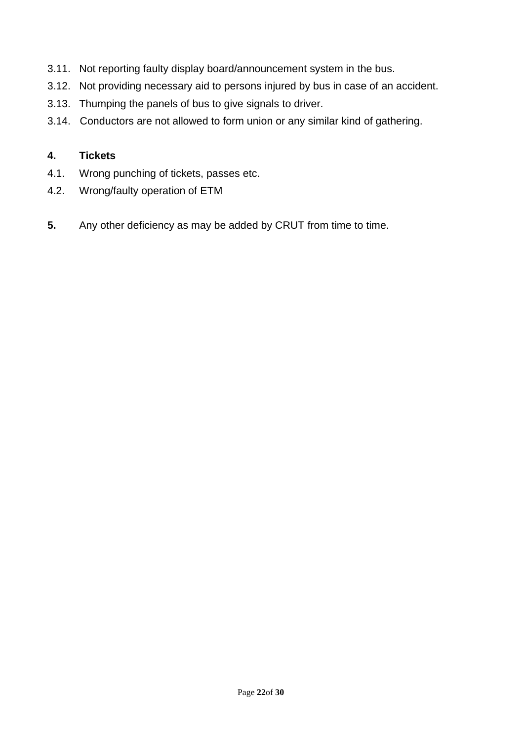3.11. Not reporting faulty display board/announcement system in the bus.

3.12. Not providing necessary aid to persons injured by bus in case of an accident.

3.13. Thumping the panels of bus to give signals to driver.

3.14. Conductors are not allowed to form union or any similar kind of gathering.

**4. Tickets**

4.1. Wrong punching of tickets, passes etc.

4.2. Wrong/faulty operation of ETM

**5.** Any other deficiency as may be added by CRUT from time to time.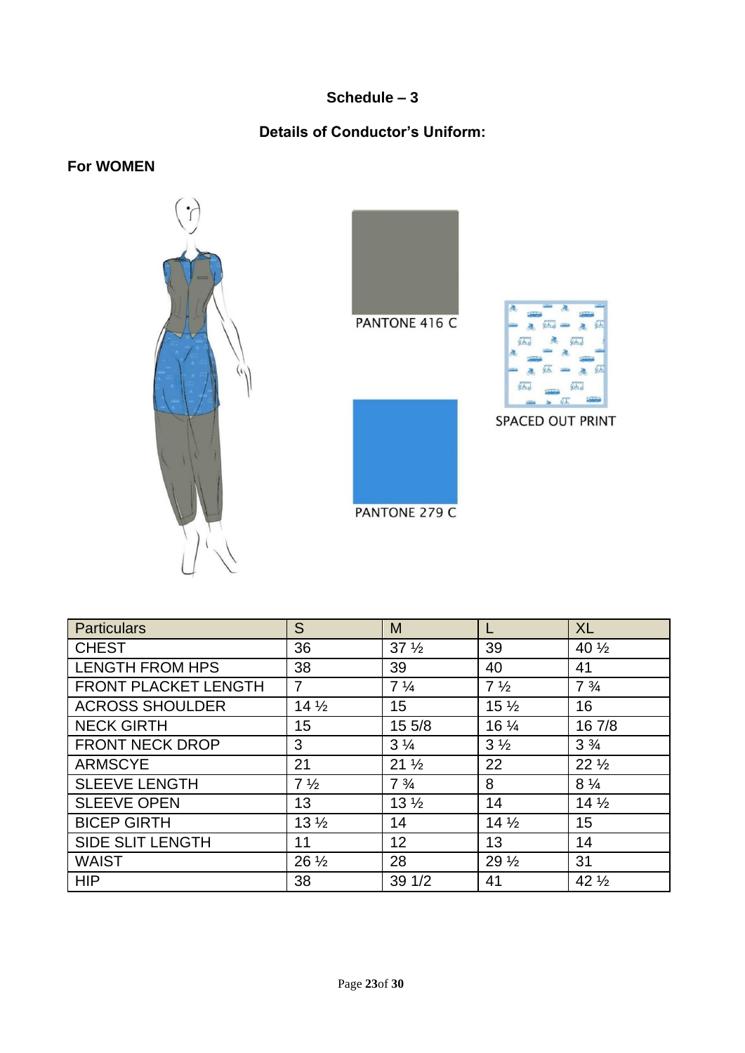**Schedule – 3**

**Details of Conductor's Uniform:**

**For WOMEN**

PANTONE 416 C

SPACED OUT PRINT

PANTONE 279 C

| Particulars | S | M | L | XL |
|---|---|---|---|---|
| CHEST | 36 | 37 ½ | 39 | 40 ½ |
| LENGTH FROM HPS | 38 | 39 | 40 | 41 |
| FRONT PLACKET LENGTH | 7 | 7 ¼ | 7 ½ | 7 ¾ |
| ACROSS SHOULDER | 14 ½ | 15 | 15 ½ | 16 |
| NECK GIRTH | 15 | 15 5/8 | 16 ¼ | 16 7/8 |
| FRONT NECK DROP | 3 | 3 ¼ | 3 ½ | 3 ¾ |
| ARMSCYE | 21 | 21 ½ | 22 | 22 ½ |
| SLEEVE LENGTH | 7 ½ | 7 ¾ | 8 | 8 ¼ |
| SLEEVE OPEN | 13 | 13 ½ | 14 | 14 ½ |
| BICEP GIRTH | 13 ½ | 14 | 14 ½ | 15 |
| SIDE SLIT LENGTH | 11 | 12 | 13 | 14 |
| WAIST | 26 ½ | 28 | 29 ½ | 31 |
| HIP | 38 | 39 1/2 | 41 | 42 ½ |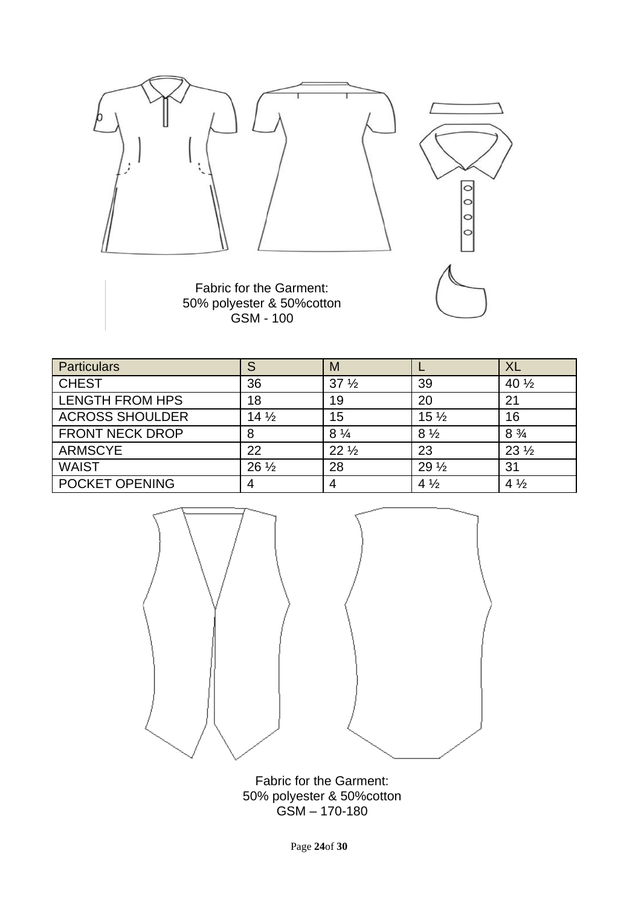Fabric for the Garment:
50% polyester & 50%cotton
GSM - 100

| Particulars | S | M | L | XL |
|---|---|---|---|---|
| CHEST | 36 | 37 ½ | 39 | 40 ½ |
| LENGTH FROM HPS | 18 | 19 | 20 | 21 |
| ACROSS SHOULDER | 14 ½ | 15 | 15 ½ | 16 |
| FRONT NECK DROP | 8 | 8 ¼ | 8 ½ | 8 ¾ |
| ARMSCYE | 22 | 22 ½ | 23 | 23 ½ |
| WAIST | 26 ½ | 28 | 29 ½ | 31 |
| POCKET OPENING | 4 | 4 | 4 ½ | 4 ½ |

Fabric for the Garment:
50% polyester & 50%cotton
GSM – 170-180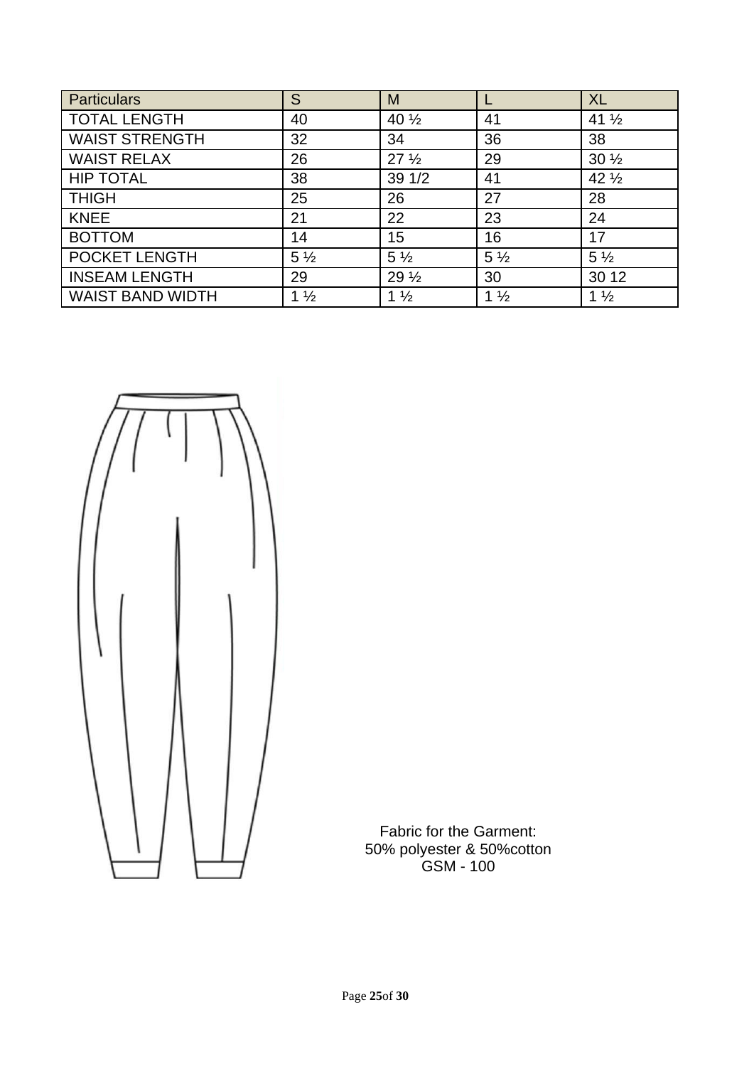| Particulars | S | M | L | XL |
| --- | --- | --- | --- | --- |
| TOTAL LENGTH | 40 | 40 ½ | 41 | 41 ½ |
| WAIST STRENGTH | 32 | 34 | 36 | 38 |
| WAIST RELAX | 26 | 27 ½ | 29 | 30 ½ |
| HIP TOTAL | 38 | 39 1/2 | 41 | 42 ½ |
| THIGH | 25 | 26 | 27 | 28 |
| KNEE | 21 | 22 | 23 | 24 |
| BOTTOM | 14 | 15 | 16 | 17 |
| POCKET LENGTH | 5 ½ | 5 ½ | 5 ½ | 5 ½ |
| INSEAM LENGTH | 29 | 29 ½ | 30 | 30 12 |
| WAIST BAND WIDTH | 1 ½ | 1 ½ | 1 ½ | 1 ½ |

Fabric for the Garment:
50% polyester & 50%cotton
GSM - 100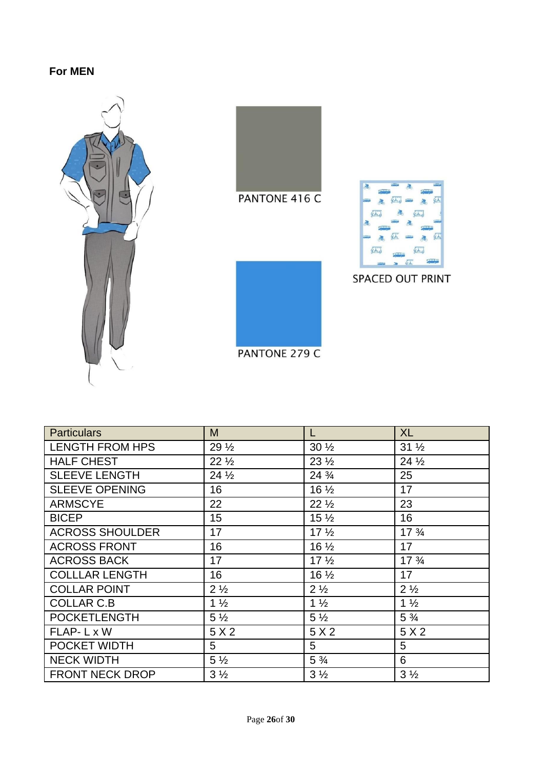**For MEN**

PANTONE 416 C

SPACED OUT PRINT

PANTONE 279 C

| Particulars | M | L | XL |
|---|---|---|---|
| LENGTH FROM HPS | 29 ½ | 30 ½ | 31 ½ |
| HALF CHEST | 22 ½ | 23 ½ | 24 ½ |
| SLEEVE LENGTH | 24 ½ | 24 ¾ | 25 |
| SLEEVE OPENING | 16 | 16 ½ | 17 |
| ARMSCYE | 22 | 22 ½ | 23 |
| BICEP | 15 | 15 ½ | 16 |
| ACROSS SHOULDER | 17 | 17 ½ | 17 ¾ |
| ACROSS FRONT | 16 | 16 ½ | 17 |
| ACROSS BACK | 17 | 17 ½ | 17 ¾ |
| COLLLAR LENGTH | 16 | 16 ½ | 17 |
| COLLAR POINT | 2 ½ | 2 ½ | 2 ½ |
| COLLAR C.B | 1 ½ | 1 ½ | 1 ½ |
| POCKETLENGTH | 5 ½ | 5 ½ | 5 ¾ |
| FLAP- L x W | 5 X 2 | 5 X 2 | 5 X 2 |
| POCKET WIDTH | 5 | 5 | 5 |
| NECK WIDTH | 5 ½ | 5 ¾ | 6 |
| FRONT NECK DROP | 3 ½ | 3 ½ | 3 ½ |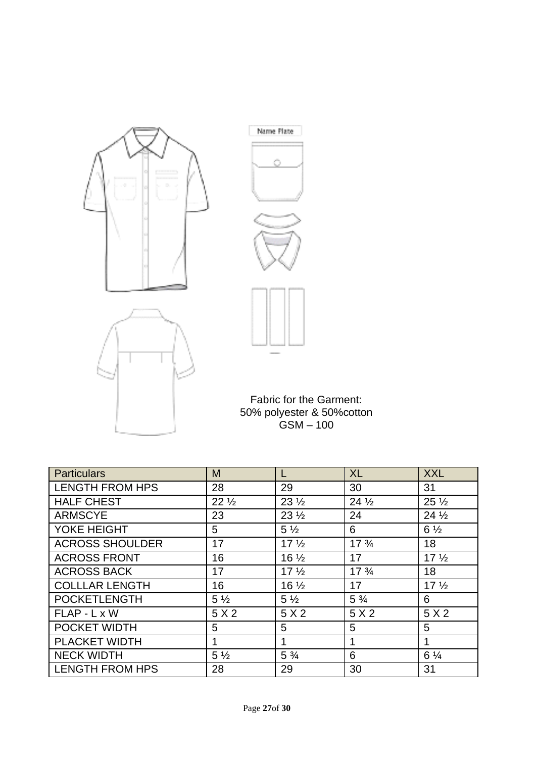Name Plate

Fabric for the Garment:
50% polyester & 50%cotton
GSM – 100

| Particulars | M | L | XL | XXL |
|---|---|---|---|---|
| LENGTH FROM HPS | 28 | 29 | 30 | 31 |
| HALF CHEST | 22 ½ | 23 ½ | 24 ½ | 25 ½ |
| ARMSCYE | 23 | 23 ½ | 24 | 24 ½ |
| YOKE HEIGHT | 5 | 5 ½ | 6 | 6 ½ |
| ACROSS SHOULDER | 17 | 17 ½ | 17 ¾ | 18 |
| ACROSS FRONT | 16 | 16 ½ | 17 | 17 ½ |
| ACROSS BACK | 17 | 17 ½ | 17 ¾ | 18 |
| COLLLAR LENGTH | 16 | 16 ½ | 17 | 17 ½ |
| POCKETLENGTH | 5 ½ | 5 ½ | 5 ¾ | 6 |
| FLAP - L x W | 5 X 2 | 5 X 2 | 5 X 2 | 5 X 2 |
| POCKET WIDTH | 5 | 5 | 5 | 5 |
| PLACKET WIDTH | 1 | 1 | 1 | 1 |
| NECK WIDTH | 5 ½ | 5 ¾ | 6 | 6 ¼ |
| LENGTH FROM HPS | 28 | 29 | 30 | 31 |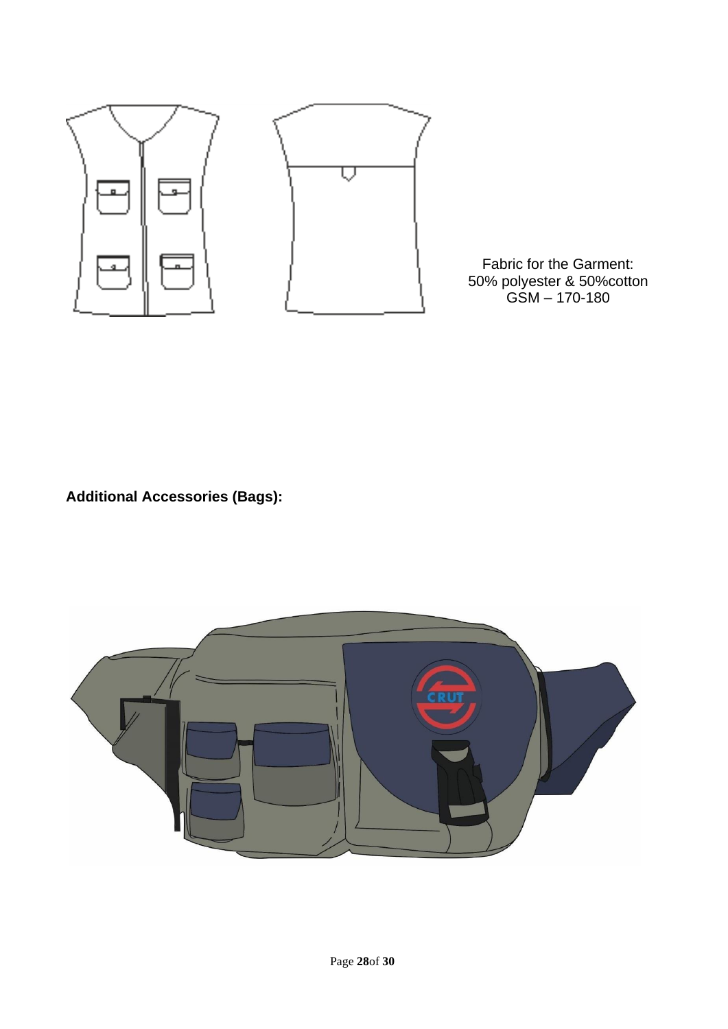Fabric for the Garment:
50% polyester & 50%cotton
GSM – 170-180

**Additional Accessories (Bags):**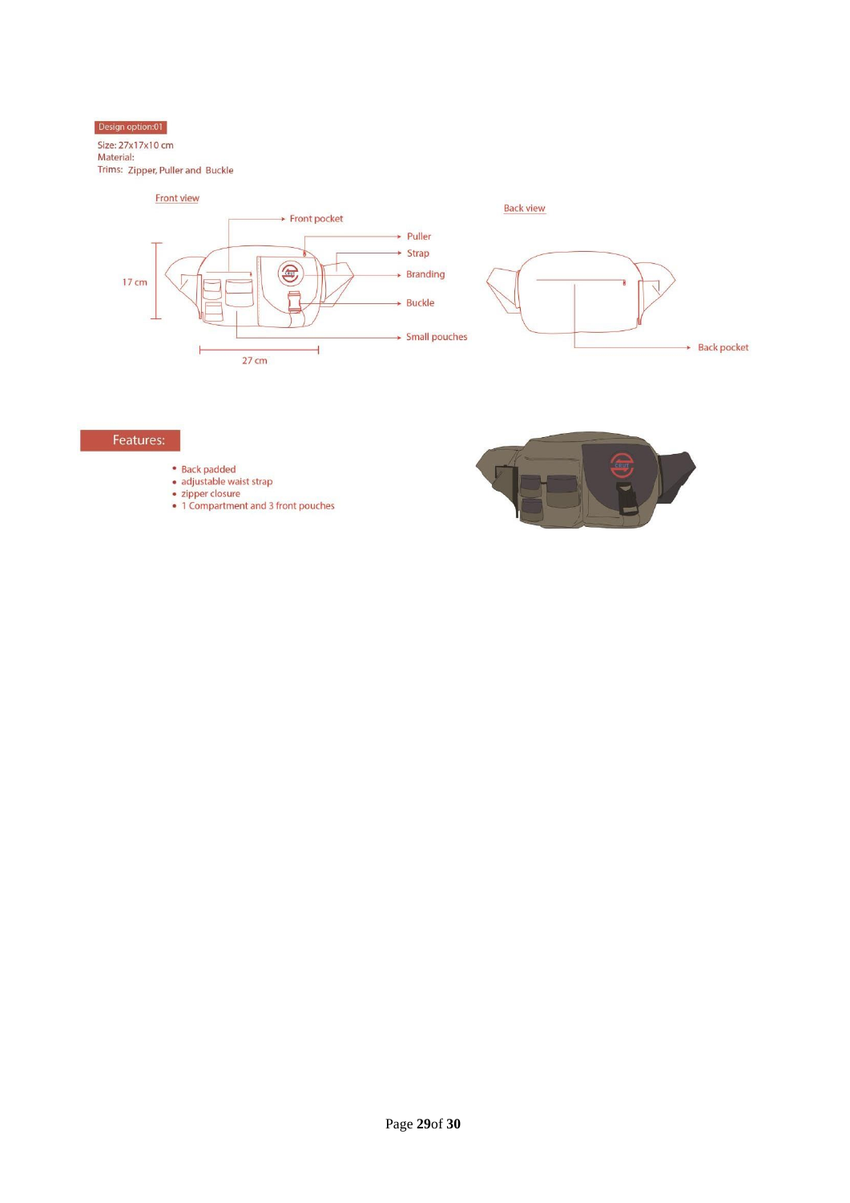Design option:01

Size: 27x17x10 cm
Material:
Trims: Zipper, Puller and Buckle

Front view

Front pocket
Puller
Strap
Branding
Buckle
Small pouches
17 cm
27 cm

Back view

Back pocket

## Features:

- Back padded
- adjustable waist strap
- zipper closure
- 1 Compartment and 3 front pouches